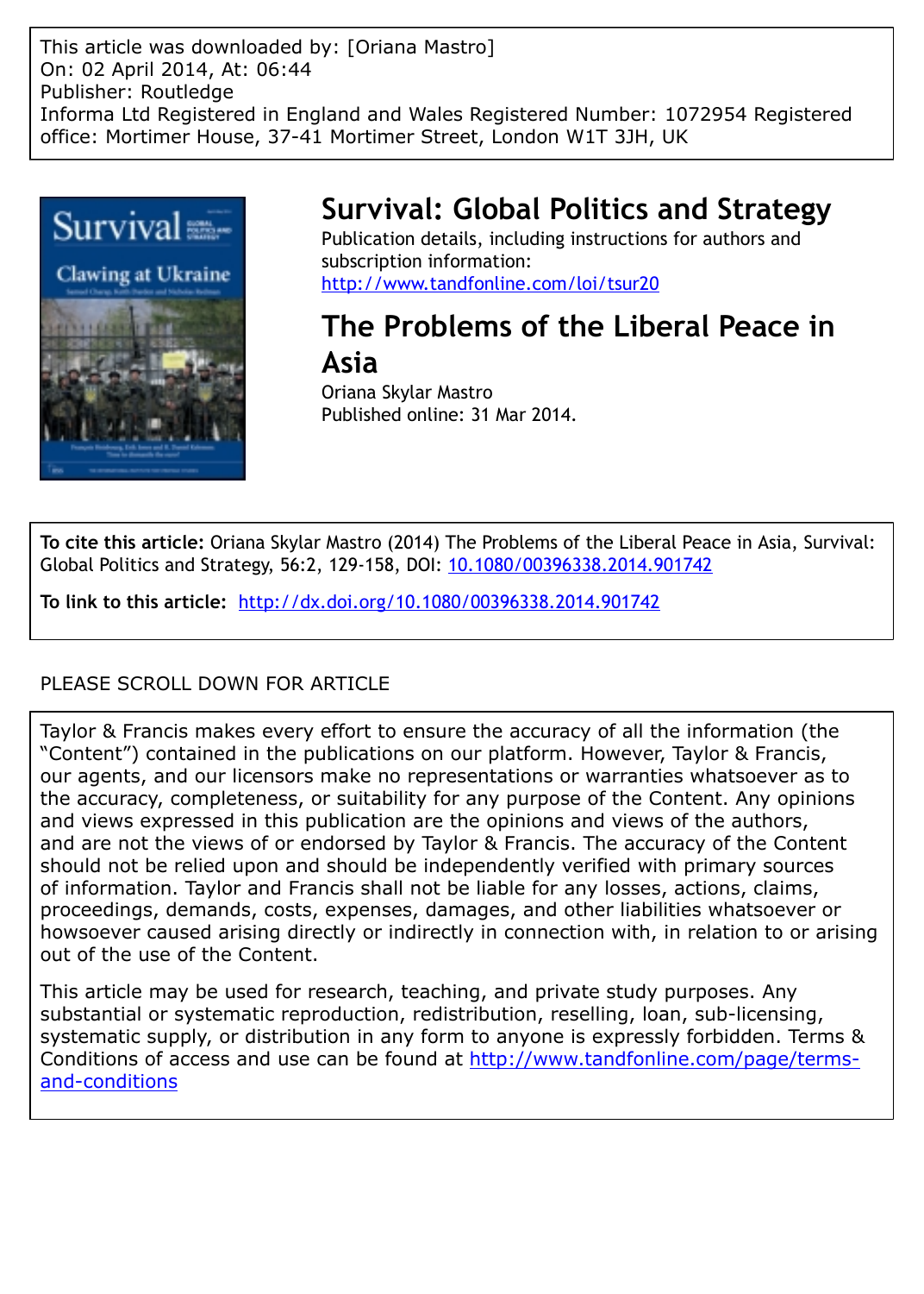This article was downloaded by: [Oriana Mastro]
On: 02 April 2014, At: 06:44
Publisher: Routledge
Informa Ltd Registered in England and Wales Registered Number: 1072954 Registered office: Mortimer House, 37-41 Mortimer Street, London W1T 3JH, UK

# Survival: Global Politics and Strategy

Publication details, including instructions for authors and subscription information:
http://www.tandfonline.com/loi/tsur20

## The Problems of the Liberal Peace in Asia

Oriana Skylar Mastro
Published online: 31 Mar 2014.

**To cite this article:** Oriana Skylar Mastro (2014) The Problems of the Liberal Peace in Asia, Survival: Global Politics and Strategy, 56:2, 129-158, DOI: 10.1080/00396338.2014.901742

**To link to this article:** http://dx.doi.org/10.1080/00396338.2014.901742

PLEASE SCROLL DOWN FOR ARTICLE

Taylor & Francis makes every effort to ensure the accuracy of all the information (the "Content") contained in the publications on our platform. However, Taylor & Francis, our agents, and our licensors make no representations or warranties whatsoever as to the accuracy, completeness, or suitability for any purpose of the Content. Any opinions and views expressed in this publication are the opinions and views of the authors, and are not the views of or endorsed by Taylor & Francis. The accuracy of the Content should not be relied upon and should be independently verified with primary sources of information. Taylor and Francis shall not be liable for any losses, actions, claims, proceedings, demands, costs, expenses, damages, and other liabilities whatsoever or howsoever caused arising directly or indirectly in connection with, in relation to or arising out of the use of the Content.

This article may be used for research, teaching, and private study purposes. Any substantial or systematic reproduction, redistribution, reselling, loan, sub-licensing, systematic supply, or distribution in any form to anyone is expressly forbidden. Terms & Conditions of access and use can be found at http://www.tandfonline.com/page/terms-and-conditions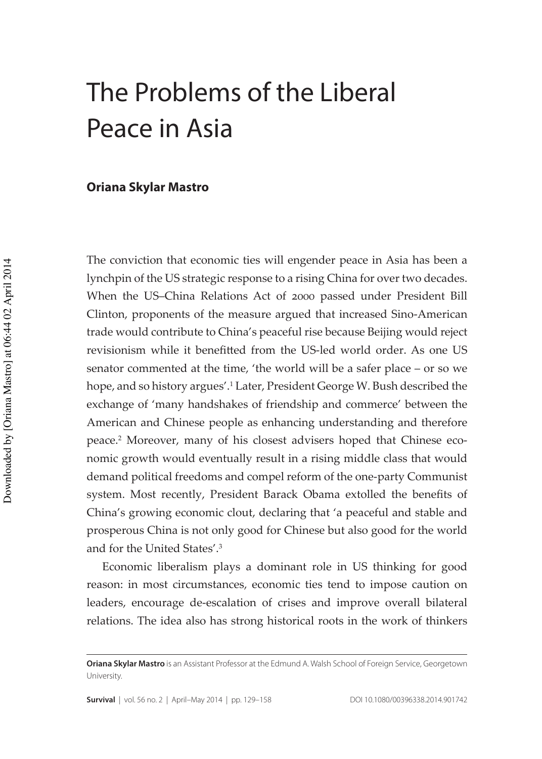# The Problems of the Liberal Peace in Asia

**Oriana Skylar Mastro**

The conviction that economic ties will engender peace in Asia has been a lynchpin of the US strategic response to a rising China for over two decades. When the US–China Relations Act of 2000 passed under President Bill Clinton, proponents of the measure argued that increased Sino-American trade would contribute to China's peaceful rise because Beijing would reject revisionism while it benefitted from the US-led world order. As one US senator commented at the time, 'the world will be a safer place – or so we hope, and so history argues'.[1] Later, President George W. Bush described the exchange of 'many handshakes of friendship and commerce' between the American and Chinese people as enhancing understanding and therefore peace.[2] Moreover, many of his closest advisers hoped that Chinese economic growth would eventually result in a rising middle class that would demand political freedoms and compel reform of the one-party Communist system. Most recently, President Barack Obama extolled the benefits of China's growing economic clout, declaring that 'a peaceful and stable and prosperous China is not only good for Chinese but also good for the world and for the United States'.[3]

Economic liberalism plays a dominant role in US thinking for good reason: in most circumstances, economic ties tend to impose caution on leaders, encourage de-escalation of crises and improve overall bilateral relations. The idea also has strong historical roots in the work of thinkers

---

**Oriana Skylar Mastro** is an Assistant Professor at the Edmund A. Walsh School of Foreign Service, Georgetown University.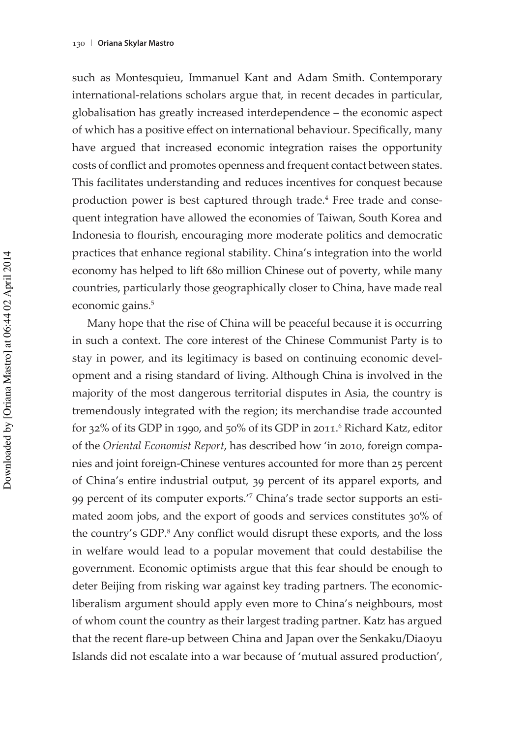such as Montesquieu, Immanuel Kant and Adam Smith. Contemporary international-relations scholars argue that, in recent decades in particular, globalisation has greatly increased interdependence – the economic aspect of which has a positive effect on international behaviour. Specifically, many have argued that increased economic integration raises the opportunity costs of conflict and promotes openness and frequent contact between states. This facilitates understanding and reduces incentives for conquest because production power is best captured through trade.[4] Free trade and consequent integration have allowed the economies of Taiwan, South Korea and Indonesia to flourish, encouraging more moderate politics and democratic practices that enhance regional stability. China's integration into the world economy has helped to lift 680 million Chinese out of poverty, while many countries, particularly those geographically closer to China, have made real economic gains.[5]

Many hope that the rise of China will be peaceful because it is occurring in such a context. The core interest of the Chinese Communist Party is to stay in power, and its legitimacy is based on continuing economic development and a rising standard of living. Although China is involved in the majority of the most dangerous territorial disputes in Asia, the country is tremendously integrated with the region; its merchandise trade accounted for 32% of its GDP in 1990, and 50% of its GDP in 2011.[6] Richard Katz, editor of the *Oriental Economist Report*, has described how 'in 2010, foreign companies and joint foreign-Chinese ventures accounted for more than 25 percent of China's entire industrial output, 39 percent of its apparel exports, and 99 percent of its computer exports.'[7] China's trade sector supports an estimated 200m jobs, and the export of goods and services constitutes 30% of the country's GDP.[8] Any conflict would disrupt these exports, and the loss in welfare would lead to a popular movement that could destabilise the government. Economic optimists argue that this fear should be enough to deter Beijing from risking war against key trading partners. The economic-liberalism argument should apply even more to China's neighbours, most of whom count the country as their largest trading partner. Katz has argued that the recent flare-up between China and Japan over the Senkaku/Diaoyu Islands did not escalate into a war because of 'mutual assured production',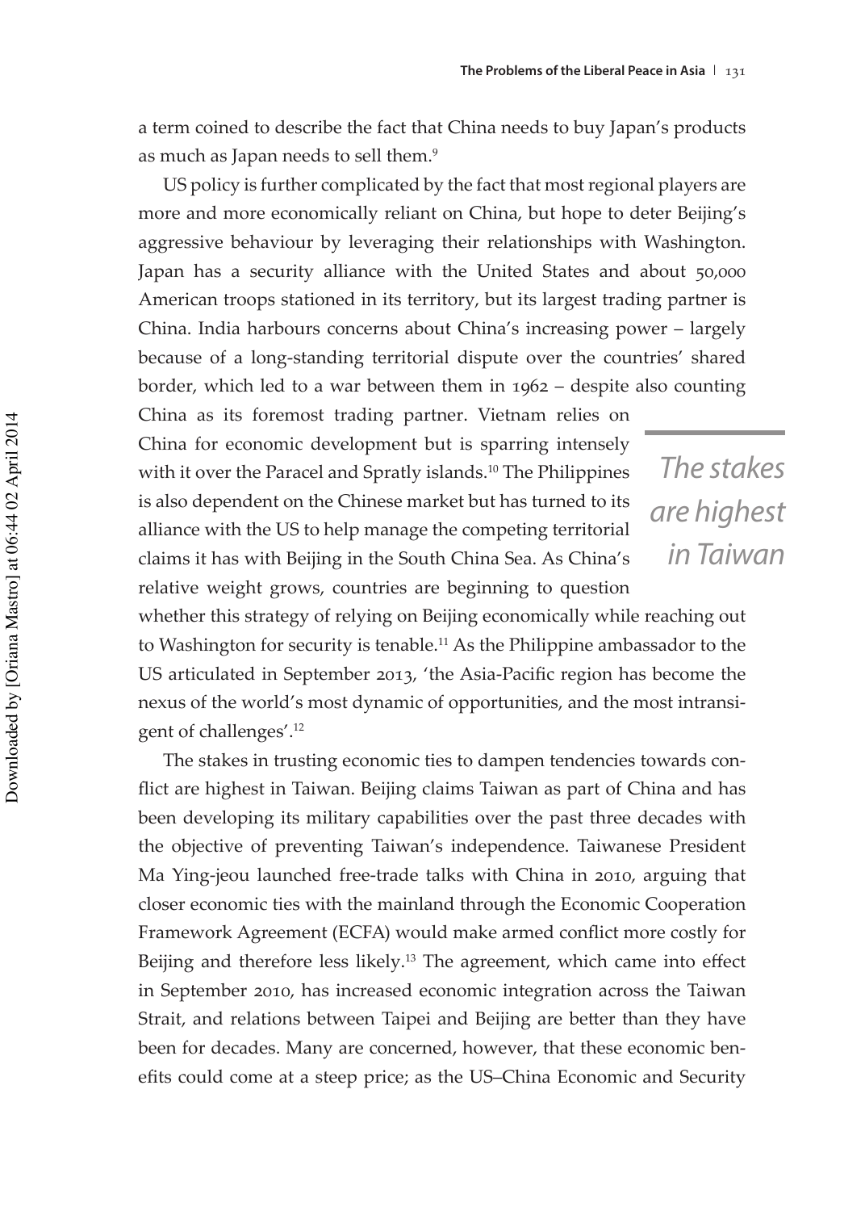a term coined to describe the fact that China needs to buy Japan's products as much as Japan needs to sell them.[9]

US policy is further complicated by the fact that most regional players are more and more economically reliant on China, but hope to deter Beijing's aggressive behaviour by leveraging their relationships with Washington. Japan has a security alliance with the United States and about 50,000 American troops stationed in its territory, but its largest trading partner is China. India harbours concerns about China's increasing power – largely because of a long-standing territorial dispute over the countries' shared border, which led to a war between them in 1962 – despite also counting China as its foremost trading partner. Vietnam relies on China for economic development but is sparring intensely with it over the Paracel and Spratly islands.[10] The Philippines is also dependent on the Chinese market but has turned to its alliance with the US to help manage the competing territorial claims it has with Beijing in the South China Sea. As China's relative weight grows, countries are beginning to question whether this strategy of relying on Beijing economically while reaching out to Washington for security is tenable.[11] As the Philippine ambassador to the US articulated in September 2013, 'the Asia-Pacific region has become the nexus of the world's most dynamic of opportunities, and the most intransigent of challenges'.[12]

*The stakes are highest in Taiwan*

The stakes in trusting economic ties to dampen tendencies towards conflict are highest in Taiwan. Beijing claims Taiwan as part of China and has been developing its military capabilities over the past three decades with the objective of preventing Taiwan's independence. Taiwanese President Ma Ying-jeou launched free-trade talks with China in 2010, arguing that closer economic ties with the mainland through the Economic Cooperation Framework Agreement (ECFA) would make armed conflict more costly for Beijing and therefore less likely.[13] The agreement, which came into effect in September 2010, has increased economic integration across the Taiwan Strait, and relations between Taipei and Beijing are better than they have been for decades. Many are concerned, however, that these economic benefits could come at a steep price; as the US–China Economic and Security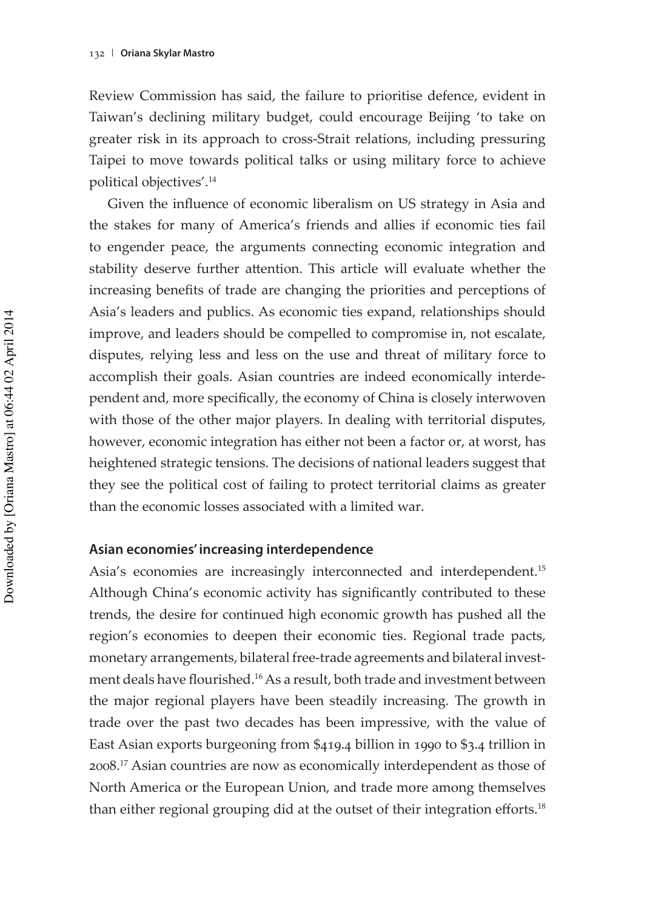Review Commission has said, the failure to prioritise defence, evident in Taiwan's declining military budget, could encourage Beijing 'to take on greater risk in its approach to cross-Strait relations, including pressuring Taipei to move towards political talks or using military force to achieve political objectives'.[14]

Given the influence of economic liberalism on US strategy in Asia and the stakes for many of America's friends and allies if economic ties fail to engender peace, the arguments connecting economic integration and stability deserve further attention. This article will evaluate whether the increasing benefits of trade are changing the priorities and perceptions of Asia's leaders and publics. As economic ties expand, relationships should improve, and leaders should be compelled to compromise in, not escalate, disputes, relying less and less on the use and threat of military force to accomplish their goals. Asian countries are indeed economically interdependent and, more specifically, the economy of China is closely interwoven with those of the other major players. In dealing with territorial disputes, however, economic integration has either not been a factor or, at worst, has heightened strategic tensions. The decisions of national leaders suggest that they see the political cost of failing to protect territorial claims as greater than the economic losses associated with a limited war.

### Asian economies' increasing interdependence

Asia's economies are increasingly interconnected and interdependent.[15] Although China's economic activity has significantly contributed to these trends, the desire for continued high economic growth has pushed all the region's economies to deepen their economic ties. Regional trade pacts, monetary arrangements, bilateral free-trade agreements and bilateral investment deals have flourished.[16] As a result, both trade and investment between the major regional players have been steadily increasing. The growth in trade over the past two decades has been impressive, with the value of East Asian exports burgeoning from $419.4 billion in 1990 to $3.4 trillion in 2008.[17] Asian countries are now as economically interdependent as those of North America or the European Union, and trade more among themselves than either regional grouping did at the outset of their integration efforts.[18]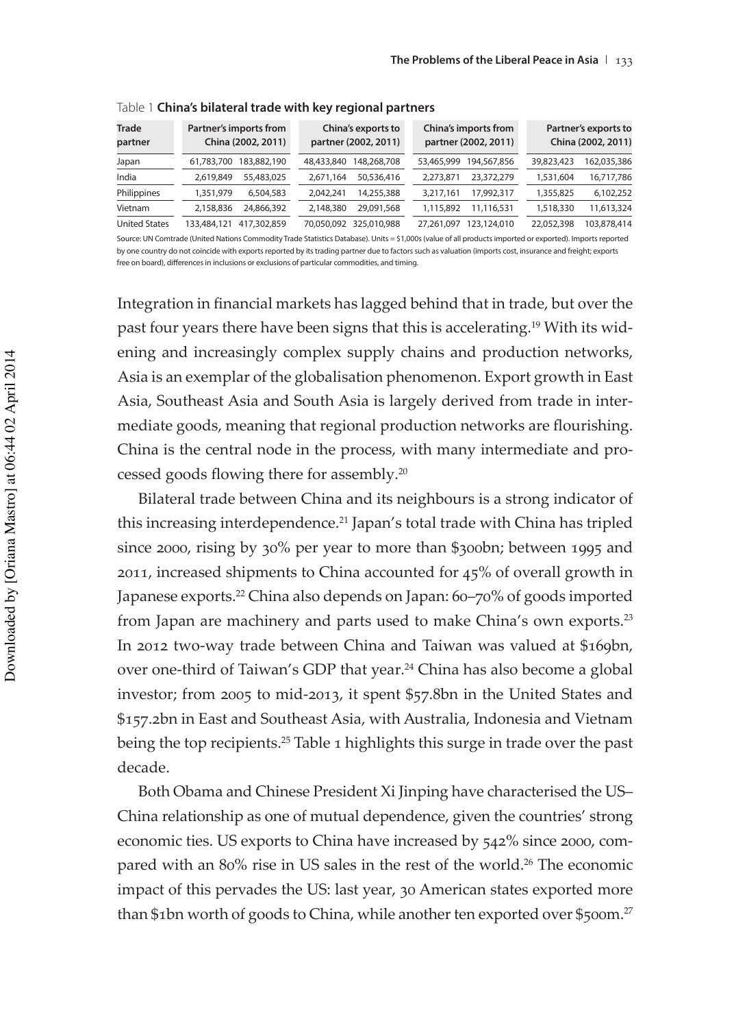Table 1 **China's bilateral trade with key regional partners**

| Trade partner | Partner's imports from China (2002, 2011) | | China's exports to partner (2002, 2011) | | China's imports from partner (2002, 2011) | | Partner's exports to China (2002, 2011) | |
|---|---|---|---|---|---|---|---|---|
| Japan | 61,783,700 | 183,882,190 | 48,433,840 | 148,268,708 | 53,465,999 | 194,567,856 | 39,823,423 | 162,035,386 |
| India | 2,619,849 | 55,483,025 | 2,671,164 | 50,536,416 | 2,273,871 | 23,372,279 | 1,531,604 | 16,717,786 |
| Philippines | 1,351,979 | 6,504,583 | 2,042,241 | 14,255,388 | 3,217,161 | 17,992,317 | 1,355,825 | 6,102,252 |
| Vietnam | 2,158,836 | 24,866,392 | 2,148,380 | 29,091,568 | 1,115,892 | 11,116,531 | 1,518,330 | 11,613,324 |
| United States | 133,484,121 | 417,302,859 | 70,050,092 | 325,010,988 | 27,261,097 | 123,124,010 | 22,052,398 | 103,878,414 |

Source: UN Comtrade (United Nations Commodity Trade Statistics Database). Units = $1,000s (value of all products imported or exported). Imports reported by one country do not coincide with exports reported by its trading partner due to factors such as valuation (imports cost, insurance and freight; exports free on board), differences in inclusions or exclusions of particular commodities, and timing.

Integration in financial markets has lagged behind that in trade, but over the past four years there have been signs that this is accelerating.[19] With its widening and increasingly complex supply chains and production networks, Asia is an exemplar of the globalisation phenomenon. Export growth in East Asia, Southeast Asia and South Asia is largely derived from trade in intermediate goods, meaning that regional production networks are flourishing. China is the central node in the process, with many intermediate and processed goods flowing there for assembly.[20]

Bilateral trade between China and its neighbours is a strong indicator of this increasing interdependence.[21] Japan's total trade with China has tripled since 2000, rising by 30% per year to more than $300bn; between 1995 and 2011, increased shipments to China accounted for 45% of overall growth in Japanese exports.[22] China also depends on Japan: 60–70% of goods imported from Japan are machinery and parts used to make China's own exports.[23] In 2012 two-way trade between China and Taiwan was valued at $169bn, over one-third of Taiwan's GDP that year.[24] China has also become a global investor; from 2005 to mid-2013, it spent $57.8bn in the United States and $157.2bn in East and Southeast Asia, with Australia, Indonesia and Vietnam being the top recipients.[25] Table 1 highlights this surge in trade over the past decade.

Both Obama and Chinese President Xi Jinping have characterised the US–China relationship as one of mutual dependence, given the countries' strong economic ties. US exports to China have increased by 542% since 2000, compared with an 80% rise in US sales in the rest of the world.[26] The economic impact of this pervades the US: last year, 30 American states exported more than $1bn worth of goods to China, while another ten exported over $500m.[27]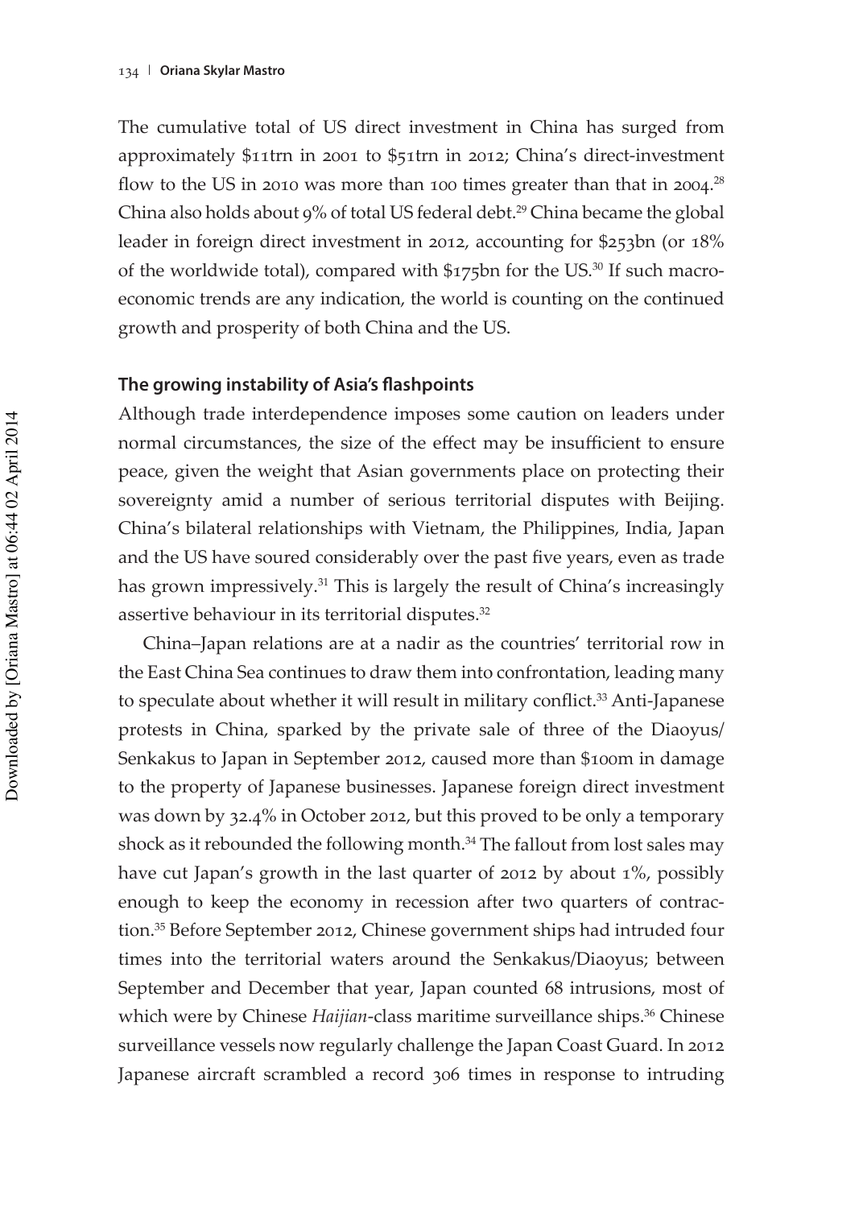The cumulative total of US direct investment in China has surged from approximately $11trn in 2001 to $51trn in 2012; China's direct-investment flow to the US in 2010 was more than 100 times greater than that in 2004.[28] China also holds about 9% of total US federal debt.[29] China became the global leader in foreign direct investment in 2012, accounting for $253bn (or 18% of the worldwide total), compared with $175bn for the US.[30] If such macro-economic trends are any indication, the world is counting on the continued growth and prosperity of both China and the US.

## The growing instability of Asia's flashpoints

Although trade interdependence imposes some caution on leaders under normal circumstances, the size of the effect may be insufficient to ensure peace, given the weight that Asian governments place on protecting their sovereignty amid a number of serious territorial disputes with Beijing. China's bilateral relationships with Vietnam, the Philippines, India, Japan and the US have soured considerably over the past five years, even as trade has grown impressively.[31] This is largely the result of China's increasingly assertive behaviour in its territorial disputes.[32]

China–Japan relations are at a nadir as the countries' territorial row in the East China Sea continues to draw them into confrontation, leading many to speculate about whether it will result in military conflict.[33] Anti-Japanese protests in China, sparked by the private sale of three of the Diaoyus/Senkakus to Japan in September 2012, caused more than $100m in damage to the property of Japanese businesses. Japanese foreign direct investment was down by 32.4% in October 2012, but this proved to be only a temporary shock as it rebounded the following month.[34] The fallout from lost sales may have cut Japan's growth in the last quarter of 2012 by about 1%, possibly enough to keep the economy in recession after two quarters of contraction.[35] Before September 2012, Chinese government ships had intruded four times into the territorial waters around the Senkakus/Diaoyus; between September and December that year, Japan counted 68 intrusions, most of which were by Chinese *Haijian*-class maritime surveillance ships.[36] Chinese surveillance vessels now regularly challenge the Japan Coast Guard. In 2012 Japanese aircraft scrambled a record 306 times in response to intruding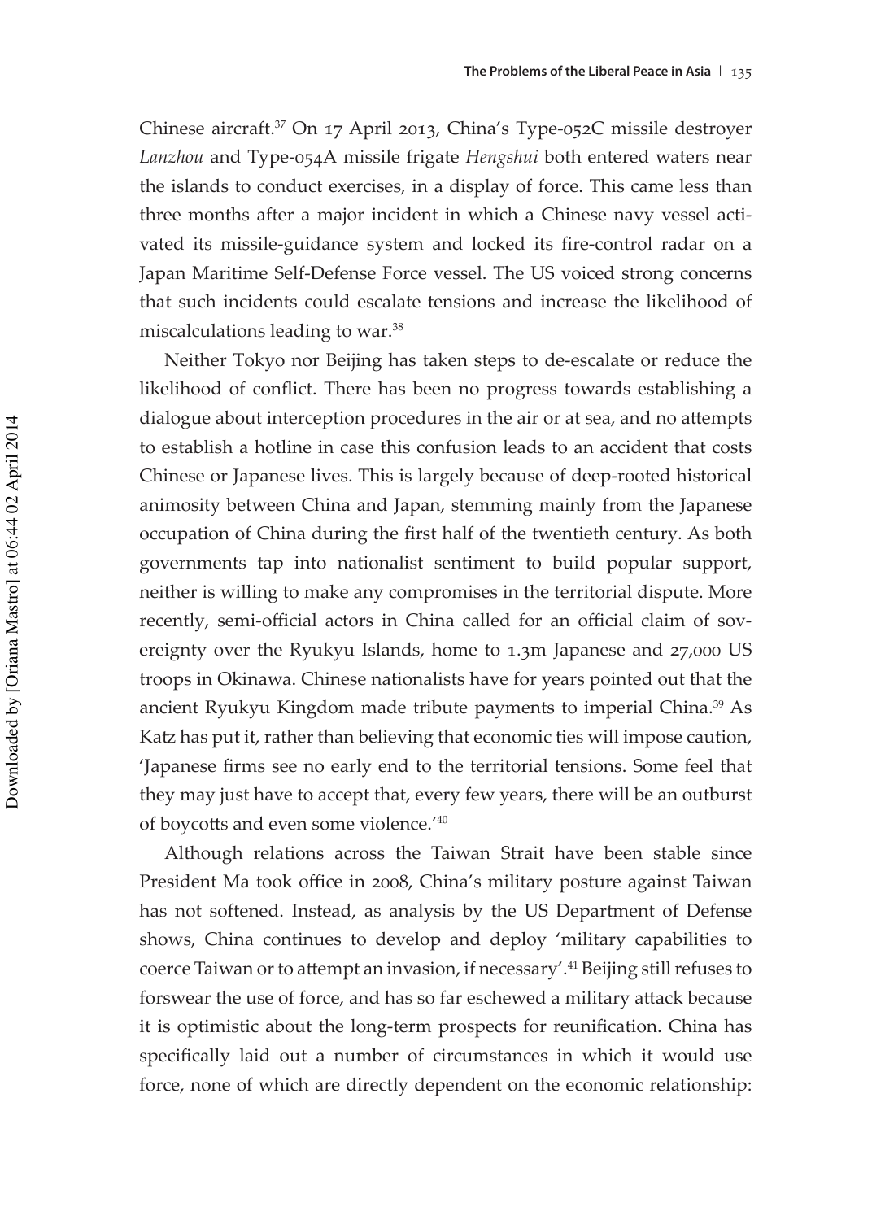Chinese aircraft.[37] On 17 April 2013, China's Type-052C missile destroyer *Lanzhou* and Type-054A missile frigate *Hengshui* both entered waters near the islands to conduct exercises, in a display of force. This came less than three months after a major incident in which a Chinese navy vessel activated its missile-guidance system and locked its fire-control radar on a Japan Maritime Self-Defense Force vessel. The US voiced strong concerns that such incidents could escalate tensions and increase the likelihood of miscalculations leading to war.[38]

Neither Tokyo nor Beijing has taken steps to de-escalate or reduce the likelihood of conflict. There has been no progress towards establishing a dialogue about interception procedures in the air or at sea, and no attempts to establish a hotline in case this confusion leads to an accident that costs Chinese or Japanese lives. This is largely because of deep-rooted historical animosity between China and Japan, stemming mainly from the Japanese occupation of China during the first half of the twentieth century. As both governments tap into nationalist sentiment to build popular support, neither is willing to make any compromises in the territorial dispute. More recently, semi-official actors in China called for an official claim of sovereignty over the Ryukyu Islands, home to 1.3m Japanese and 27,000 US troops in Okinawa. Chinese nationalists have for years pointed out that the ancient Ryukyu Kingdom made tribute payments to imperial China.[39] As Katz has put it, rather than believing that economic ties will impose caution, 'Japanese firms see no early end to the territorial tensions. Some feel that they may just have to accept that, every few years, there will be an outburst of boycotts and even some violence.'[40]

Although relations across the Taiwan Strait have been stable since President Ma took office in 2008, China's military posture against Taiwan has not softened. Instead, as analysis by the US Department of Defense shows, China continues to develop and deploy 'military capabilities to coerce Taiwan or to attempt an invasion, if necessary'.[41] Beijing still refuses to forswear the use of force, and has so far eschewed a military attack because it is optimistic about the long-term prospects for reunification. China has specifically laid out a number of circumstances in which it would use force, none of which are directly dependent on the economic relationship: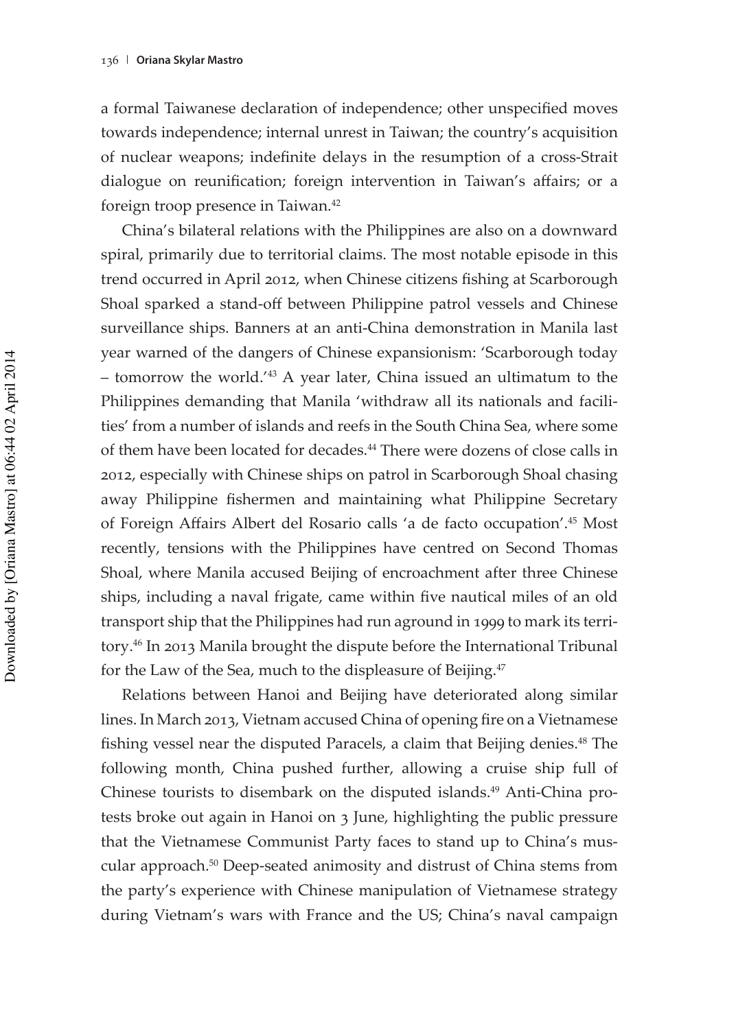a formal Taiwanese declaration of independence; other unspecified moves towards independence; internal unrest in Taiwan; the country's acquisition of nuclear weapons; indefinite delays in the resumption of a cross-Strait dialogue on reunification; foreign intervention in Taiwan's affairs; or a foreign troop presence in Taiwan.[42]

China's bilateral relations with the Philippines are also on a downward spiral, primarily due to territorial claims. The most notable episode in this trend occurred in April 2012, when Chinese citizens fishing at Scarborough Shoal sparked a stand-off between Philippine patrol vessels and Chinese surveillance ships. Banners at an anti-China demonstration in Manila last year warned of the dangers of Chinese expansionism: 'Scarborough today – tomorrow the world.'[43] A year later, China issued an ultimatum to the Philippines demanding that Manila 'withdraw all its nationals and facilities' from a number of islands and reefs in the South China Sea, where some of them have been located for decades.[44] There were dozens of close calls in 2012, especially with Chinese ships on patrol in Scarborough Shoal chasing away Philippine fishermen and maintaining what Philippine Secretary of Foreign Affairs Albert del Rosario calls 'a de facto occupation'.[45] Most recently, tensions with the Philippines have centred on Second Thomas Shoal, where Manila accused Beijing of encroachment after three Chinese ships, including a naval frigate, came within five nautical miles of an old transport ship that the Philippines had run aground in 1999 to mark its territory.[46] In 2013 Manila brought the dispute before the International Tribunal for the Law of the Sea, much to the displeasure of Beijing.[47]

Relations between Hanoi and Beijing have deteriorated along similar lines. In March 2013, Vietnam accused China of opening fire on a Vietnamese fishing vessel near the disputed Paracels, a claim that Beijing denies.[48] The following month, China pushed further, allowing a cruise ship full of Chinese tourists to disembark on the disputed islands.[49] Anti-China protests broke out again in Hanoi on 3 June, highlighting the public pressure that the Vietnamese Communist Party faces to stand up to China's muscular approach.[50] Deep-seated animosity and distrust of China stems from the party's experience with Chinese manipulation of Vietnamese strategy during Vietnam's wars with France and the US; China's naval campaign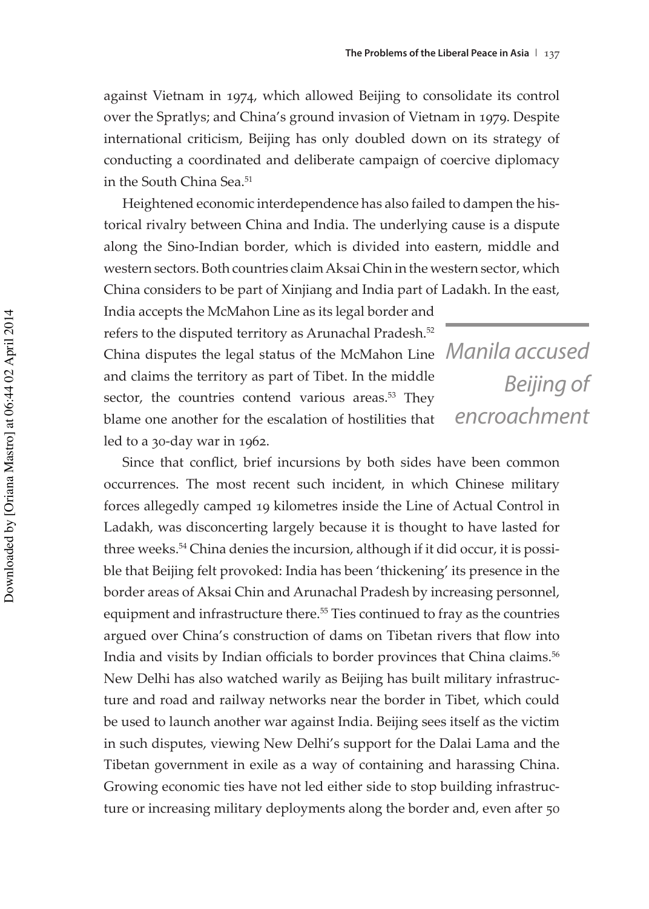against Vietnam in 1974, which allowed Beijing to consolidate its control over the Spratlys; and China's ground invasion of Vietnam in 1979. Despite international criticism, Beijing has only doubled down on its strategy of conducting a coordinated and deliberate campaign of coercive diplomacy in the South China Sea.[51]

Heightened economic interdependence has also failed to dampen the historical rivalry between China and India. The underlying cause is a dispute along the Sino-Indian border, which is divided into eastern, middle and western sectors. Both countries claim Aksai Chin in the western sector, which China considers to be part of Xinjiang and India part of Ladakh. In the east, India accepts the McMahon Line as its legal border and refers to the disputed territory as Arunachal Pradesh.[52] China disputes the legal status of the McMahon Line and claims the territory as part of Tibet. In the middle sector, the countries contend various areas.[53] They blame one another for the escalation of hostilities that led to a 30-day war in 1962.

*Manila accused Beijing of encroachment*

Since that conflict, brief incursions by both sides have been common occurrences. The most recent such incident, in which Chinese military forces allegedly camped 19 kilometres inside the Line of Actual Control in Ladakh, was disconcerting largely because it is thought to have lasted for three weeks.[54] China denies the incursion, although if it did occur, it is possible that Beijing felt provoked: India has been 'thickening' its presence in the border areas of Aksai Chin and Arunachal Pradesh by increasing personnel, equipment and infrastructure there.[55] Ties continued to fray as the countries argued over China's construction of dams on Tibetan rivers that flow into India and visits by Indian officials to border provinces that China claims.[56] New Delhi has also watched warily as Beijing has built military infrastructure and road and railway networks near the border in Tibet, which could be used to launch another war against India. Beijing sees itself as the victim in such disputes, viewing New Delhi's support for the Dalai Lama and the Tibetan government in exile as a way of containing and harassing China. Growing economic ties have not led either side to stop building infrastructure or increasing military deployments along the border and, even after 50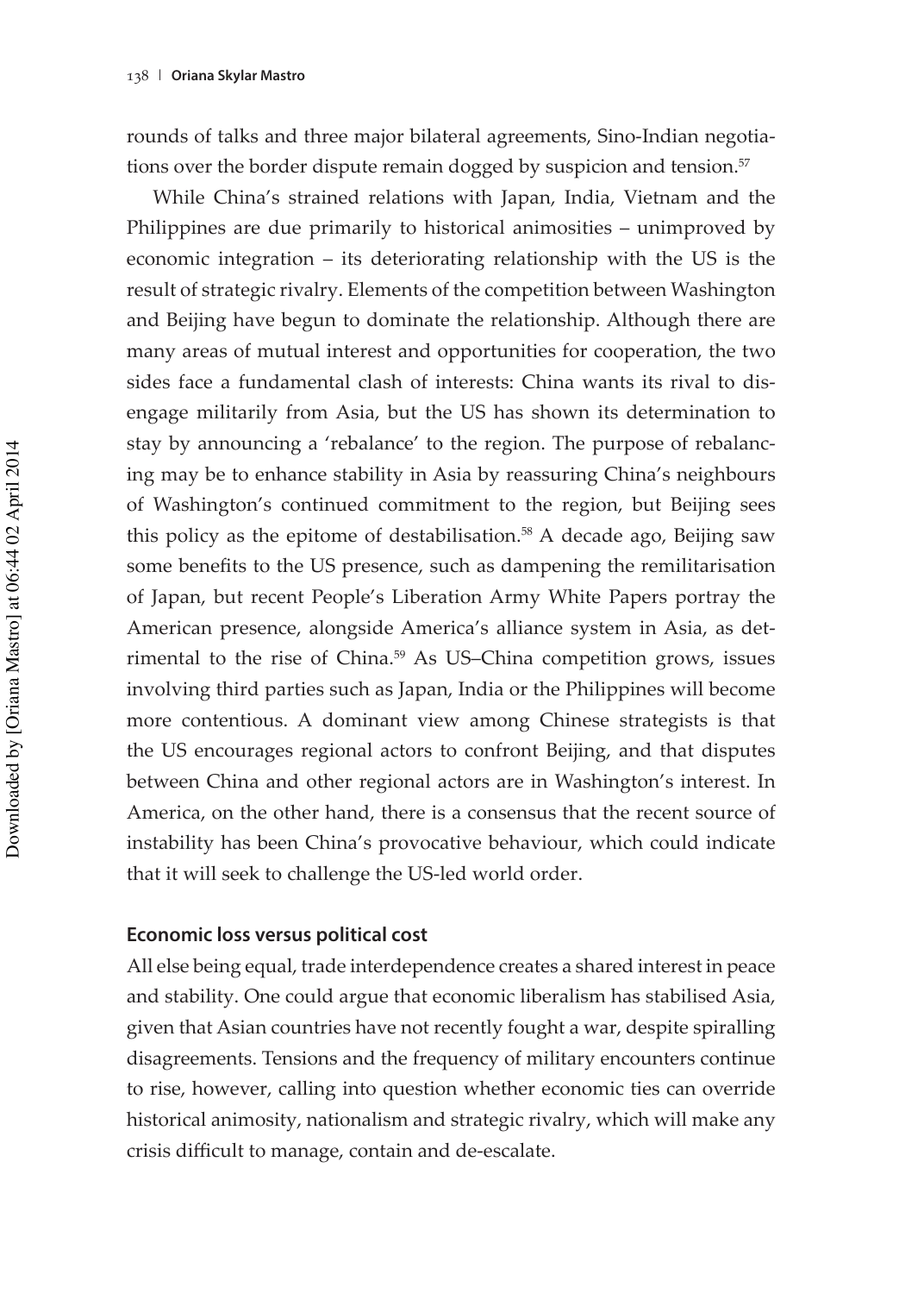rounds of talks and three major bilateral agreements, Sino-Indian negotiations over the border dispute remain dogged by suspicion and tension.[57]

While China's strained relations with Japan, India, Vietnam and the Philippines are due primarily to historical animosities – unimproved by economic integration – its deteriorating relationship with the US is the result of strategic rivalry. Elements of the competition between Washington and Beijing have begun to dominate the relationship. Although there are many areas of mutual interest and opportunities for cooperation, the two sides face a fundamental clash of interests: China wants its rival to disengage militarily from Asia, but the US has shown its determination to stay by announcing a 'rebalance' to the region. The purpose of rebalancing may be to enhance stability in Asia by reassuring China's neighbours of Washington's continued commitment to the region, but Beijing sees this policy as the epitome of destabilisation.[58] A decade ago, Beijing saw some benefits to the US presence, such as dampening the remilitarisation of Japan, but recent People's Liberation Army White Papers portray the American presence, alongside America's alliance system in Asia, as detrimental to the rise of China.[59] As US–China competition grows, issues involving third parties such as Japan, India or the Philippines will become more contentious. A dominant view among Chinese strategists is that the US encourages regional actors to confront Beijing, and that disputes between China and other regional actors are in Washington's interest. In America, on the other hand, there is a consensus that the recent source of instability has been China's provocative behaviour, which could indicate that it will seek to challenge the US-led world order.

### Economic loss versus political cost

All else being equal, trade interdependence creates a shared interest in peace and stability. One could argue that economic liberalism has stabilised Asia, given that Asian countries have not recently fought a war, despite spiralling disagreements. Tensions and the frequency of military encounters continue to rise, however, calling into question whether economic ties can override historical animosity, nationalism and strategic rivalry, which will make any crisis difficult to manage, contain and de-escalate.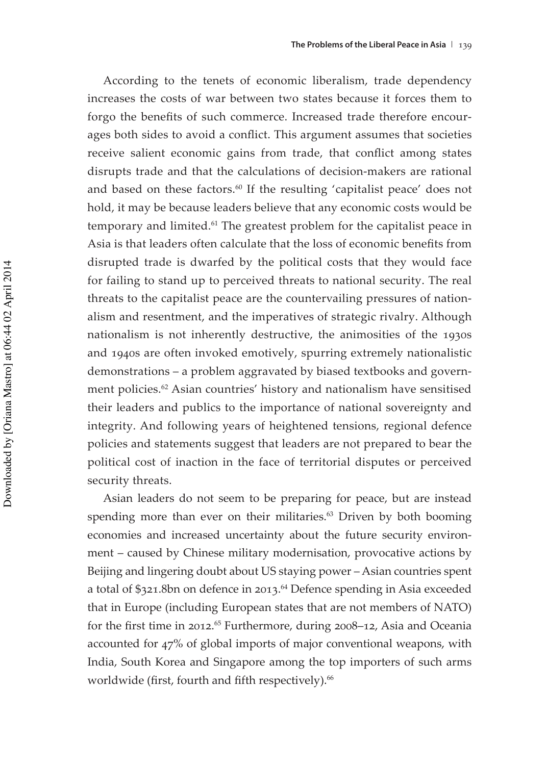According to the tenets of economic liberalism, trade dependency increases the costs of war between two states because it forces them to forgo the benefits of such commerce. Increased trade therefore encourages both sides to avoid a conflict. This argument assumes that societies receive salient economic gains from trade, that conflict among states disrupts trade and that the calculations of decision-makers are rational and based on these factors.[60] If the resulting 'capitalist peace' does not hold, it may be because leaders believe that any economic costs would be temporary and limited.[61] The greatest problem for the capitalist peace in Asia is that leaders often calculate that the loss of economic benefits from disrupted trade is dwarfed by the political costs that they would face for failing to stand up to perceived threats to national security. The real threats to the capitalist peace are the countervailing pressures of nationalism and resentment, and the imperatives of strategic rivalry. Although nationalism is not inherently destructive, the animosities of the 1930s and 1940s are often invoked emotively, spurring extremely nationalistic demonstrations – a problem aggravated by biased textbooks and government policies.[62] Asian countries' history and nationalism have sensitised their leaders and publics to the importance of national sovereignty and integrity. And following years of heightened tensions, regional defence policies and statements suggest that leaders are not prepared to bear the political cost of inaction in the face of territorial disputes or perceived security threats.

Asian leaders do not seem to be preparing for peace, but are instead spending more than ever on their militaries.[63] Driven by both booming economies and increased uncertainty about the future security environment – caused by Chinese military modernisation, provocative actions by Beijing and lingering doubt about US staying power – Asian countries spent a total of $321.8bn on defence in 2013.[64] Defence spending in Asia exceeded that in Europe (including European states that are not members of NATO) for the first time in 2012.[65] Furthermore, during 2008–12, Asia and Oceania accounted for 47% of global imports of major conventional weapons, with India, South Korea and Singapore among the top importers of such arms worldwide (first, fourth and fifth respectively).[66]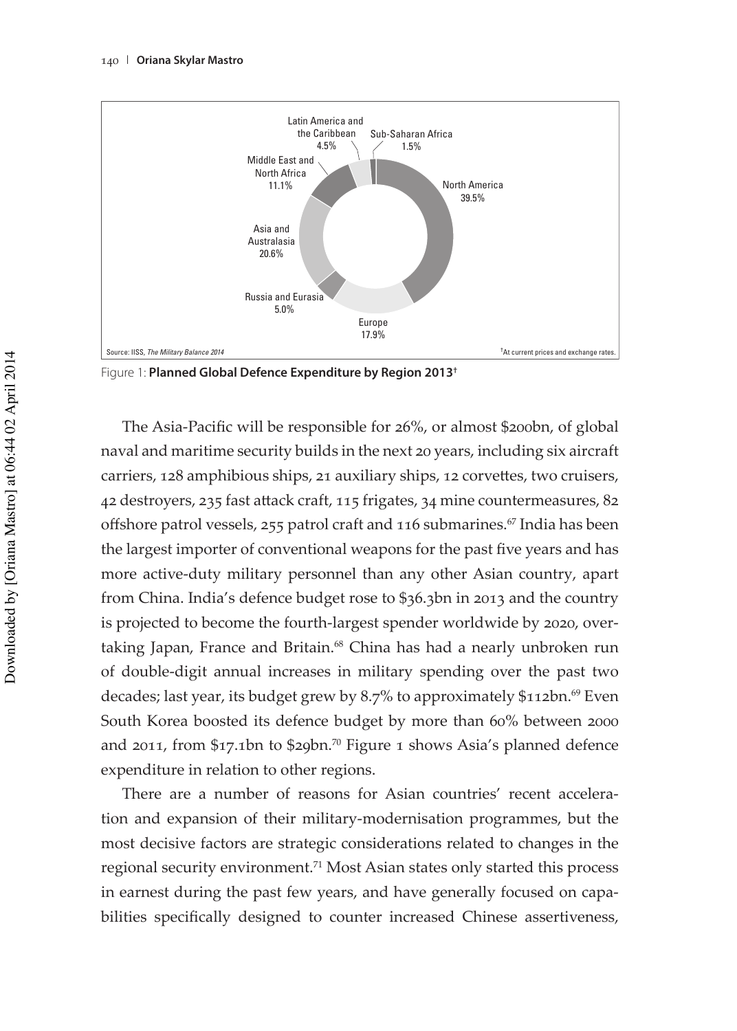Latin America and the Caribbean 4.5%

Sub-Saharan Africa 1.5%

Middle East and North Africa 11.1%

North America 39.5%

Asia and Australasia 20.6%

Russia and Eurasia 5.0%

Europe 17.9%

Source: IISS, *The Military Balance 2014*

†At current prices and exchange rates.

Figure 1: **Planned Global Defence Expenditure by Region 2013†**

The Asia-Pacific will be responsible for 26%, or almost $200bn, of global naval and maritime security builds in the next 20 years, including six aircraft carriers, 128 amphibious ships, 21 auxiliary ships, 12 corvettes, two cruisers, 42 destroyers, 235 fast attack craft, 115 frigates, 34 mine countermeasures, 82 offshore patrol vessels, 255 patrol craft and 116 submarines.[67] India has been the largest importer of conventional weapons for the past five years and has more active-duty military personnel than any other Asian country, apart from China. India's defence budget rose to $36.3bn in 2013 and the country is projected to become the fourth-largest spender worldwide by 2020, overtaking Japan, France and Britain.[68] China has had a nearly unbroken run of double-digit annual increases in military spending over the past two decades; last year, its budget grew by 8.7% to approximately $112bn.[69] Even South Korea boosted its defence budget by more than 60% between 2000 and 2011, from $17.1bn to $29bn.[70] Figure 1 shows Asia's planned defence expenditure in relation to other regions.

There are a number of reasons for Asian countries' recent acceleration and expansion of their military-modernisation programmes, but the most decisive factors are strategic considerations related to changes in the regional security environment.[71] Most Asian states only started this process in earnest during the past few years, and have generally focused on capabilities specifically designed to counter increased Chinese assertiveness,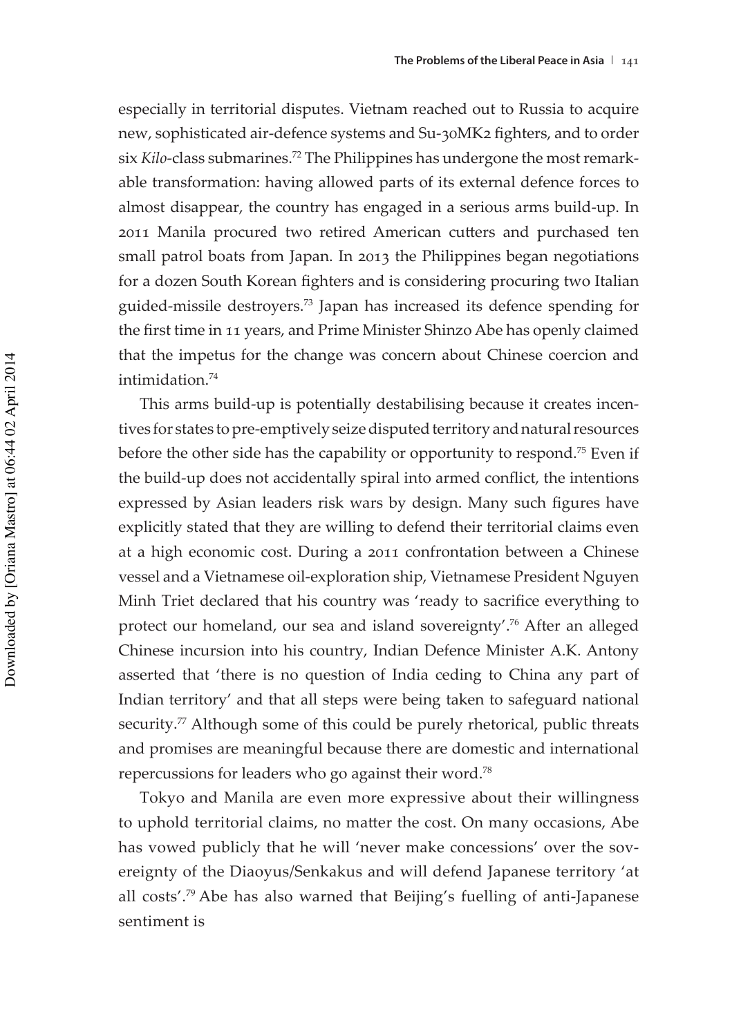especially in territorial disputes. Vietnam reached out to Russia to acquire new, sophisticated air-defence systems and Su-30MK2 fighters, and to order six *Kilo*-class submarines.[72] The Philippines has undergone the most remarkable transformation: having allowed parts of its external defence forces to almost disappear, the country has engaged in a serious arms build-up. In 2011 Manila procured two retired American cutters and purchased ten small patrol boats from Japan. In 2013 the Philippines began negotiations for a dozen South Korean fighters and is considering procuring two Italian guided-missile destroyers.[73] Japan has increased its defence spending for the first time in 11 years, and Prime Minister Shinzo Abe has openly claimed that the impetus for the change was concern about Chinese coercion and intimidation.[74]

This arms build-up is potentially destabilising because it creates incentives for states to pre-emptively seize disputed territory and natural resources before the other side has the capability or opportunity to respond.[75] Even if the build-up does not accidentally spiral into armed conflict, the intentions expressed by Asian leaders risk wars by design. Many such figures have explicitly stated that they are willing to defend their territorial claims even at a high economic cost. During a 2011 confrontation between a Chinese vessel and a Vietnamese oil-exploration ship, Vietnamese President Nguyen Minh Triet declared that his country was 'ready to sacrifice everything to protect our homeland, our sea and island sovereignty'.[76] After an alleged Chinese incursion into his country, Indian Defence Minister A.K. Antony asserted that 'there is no question of India ceding to China any part of Indian territory' and that all steps were being taken to safeguard national security.[77] Although some of this could be purely rhetorical, public threats and promises are meaningful because there are domestic and international repercussions for leaders who go against their word.[78]

Tokyo and Manila are even more expressive about their willingness to uphold territorial claims, no matter the cost. On many occasions, Abe has vowed publicly that he will 'never make concessions' over the sovereignty of the Diaoyus/Senkakus and will defend Japanese territory 'at all costs'.[79] Abe has also warned that Beijing's fuelling of anti-Japanese sentiment is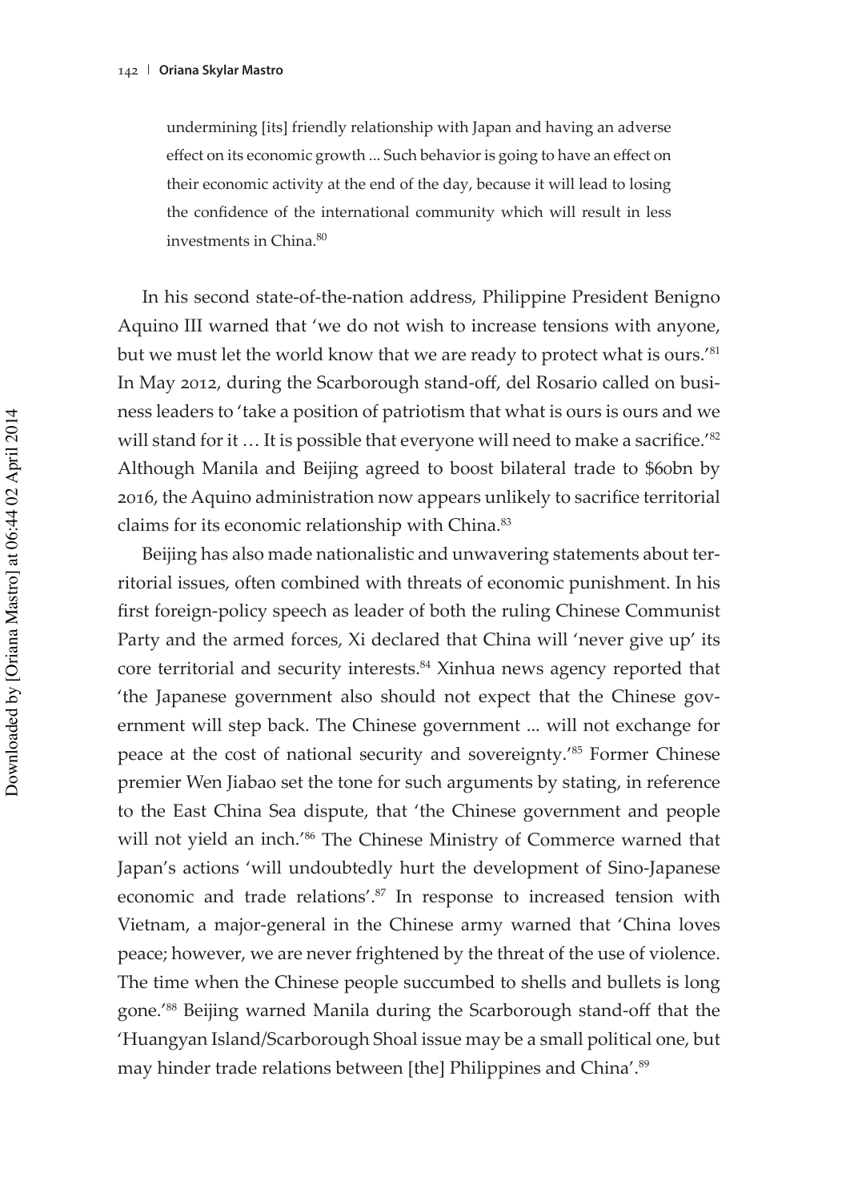> undermining [its] friendly relationship with Japan and having an adverse effect on its economic growth ... Such behavior is going to have an effect on their economic activity at the end of the day, because it will lead to losing the confidence of the international community which will result in less investments in China.[80]

In his second state-of-the-nation address, Philippine President Benigno Aquino III warned that 'we do not wish to increase tensions with anyone, but we must let the world know that we are ready to protect what is ours.'[81] In May 2012, during the Scarborough stand-off, del Rosario called on business leaders to 'take a position of patriotism that what is ours is ours and we will stand for it … It is possible that everyone will need to make a sacrifice.'[82] Although Manila and Beijing agreed to boost bilateral trade to $60bn by 2016, the Aquino administration now appears unlikely to sacrifice territorial claims for its economic relationship with China.[83]

Beijing has also made nationalistic and unwavering statements about territorial issues, often combined with threats of economic punishment. In his first foreign-policy speech as leader of both the ruling Chinese Communist Party and the armed forces, Xi declared that China will 'never give up' its core territorial and security interests.[84] Xinhua news agency reported that 'the Japanese government also should not expect that the Chinese government will step back. The Chinese government ... will not exchange for peace at the cost of national security and sovereignty.'[85] Former Chinese premier Wen Jiabao set the tone for such arguments by stating, in reference to the East China Sea dispute, that 'the Chinese government and people will not yield an inch.'[86] The Chinese Ministry of Commerce warned that Japan's actions 'will undoubtedly hurt the development of Sino-Japanese economic and trade relations'.[87] In response to increased tension with Vietnam, a major-general in the Chinese army warned that 'China loves peace; however, we are never frightened by the threat of the use of violence. The time when the Chinese people succumbed to shells and bullets is long gone.'[88] Beijing warned Manila during the Scarborough stand-off that the 'Huangyan Island/Scarborough Shoal issue may be a small political one, but may hinder trade relations between [the] Philippines and China'.[89]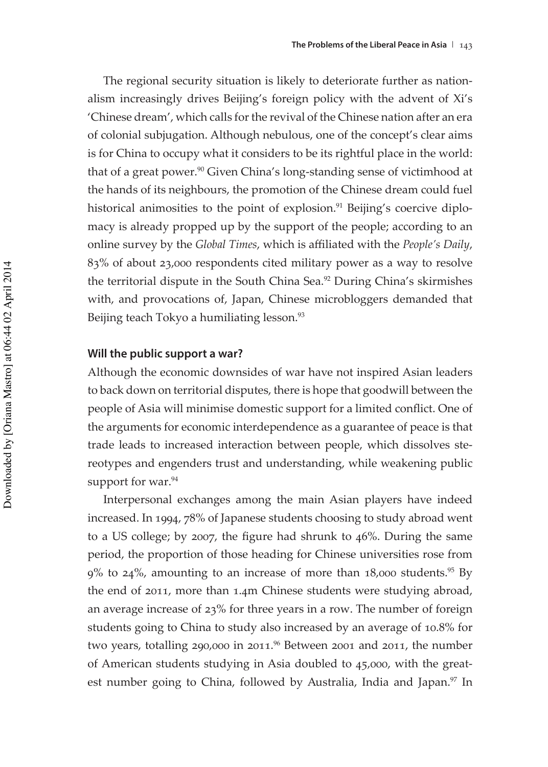The regional security situation is likely to deteriorate further as nationalism increasingly drives Beijing's foreign policy with the advent of Xi's 'Chinese dream', which calls for the revival of the Chinese nation after an era of colonial subjugation. Although nebulous, one of the concept's clear aims is for China to occupy what it considers to be its rightful place in the world: that of a great power.[90] Given China's long-standing sense of victimhood at the hands of its neighbours, the promotion of the Chinese dream could fuel historical animosities to the point of explosion.[91] Beijing's coercive diplomacy is already propped up by the support of the people; according to an online survey by the *Global Times*, which is affiliated with the *People's Daily*, 83% of about 23,000 respondents cited military power as a way to resolve the territorial dispute in the South China Sea.[92] During China's skirmishes with, and provocations of, Japan, Chinese microbloggers demanded that Beijing teach Tokyo a humiliating lesson.[93]

### Will the public support a war?

Although the economic downsides of war have not inspired Asian leaders to back down on territorial disputes, there is hope that goodwill between the people of Asia will minimise domestic support for a limited conflict. One of the arguments for economic interdependence as a guarantee of peace is that trade leads to increased interaction between people, which dissolves stereotypes and engenders trust and understanding, while weakening public support for war.[94]

Interpersonal exchanges among the main Asian players have indeed increased. In 1994, 78% of Japanese students choosing to study abroad went to a US college; by 2007, the figure had shrunk to 46%. During the same period, the proportion of those heading for Chinese universities rose from 9% to 24%, amounting to an increase of more than 18,000 students.[95] By the end of 2011, more than 1.4m Chinese students were studying abroad, an average increase of 23% for three years in a row. The number of foreign students going to China to study also increased by an average of 10.8% for two years, totalling 290,000 in 2011.[96] Between 2001 and 2011, the number of American students studying in Asia doubled to 45,000, with the greatest number going to China, followed by Australia, India and Japan.[97] In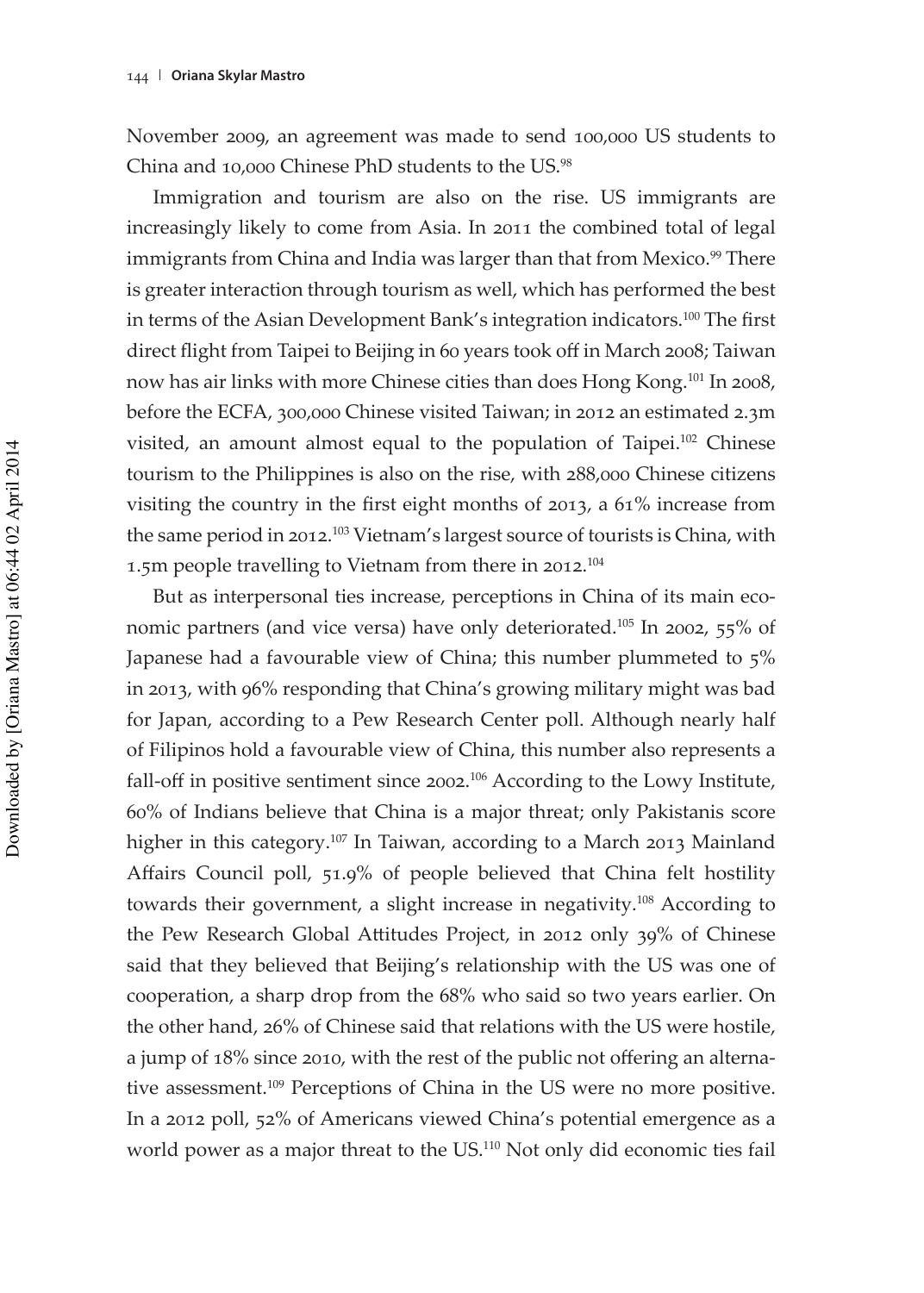November 2009, an agreement was made to send 100,000 US students to China and 10,000 Chinese PhD students to the US.[98]

Immigration and tourism are also on the rise. US immigrants are increasingly likely to come from Asia. In 2011 the combined total of legal immigrants from China and India was larger than that from Mexico.[99] There is greater interaction through tourism as well, which has performed the best in terms of the Asian Development Bank's integration indicators.[100] The first direct flight from Taipei to Beijing in 60 years took off in March 2008; Taiwan now has air links with more Chinese cities than does Hong Kong.[101] In 2008, before the ECFA, 300,000 Chinese visited Taiwan; in 2012 an estimated 2.3m visited, an amount almost equal to the population of Taipei.[102] Chinese tourism to the Philippines is also on the rise, with 288,000 Chinese citizens visiting the country in the first eight months of 2013, a 61% increase from the same period in 2012.[103] Vietnam's largest source of tourists is China, with 1.5m people travelling to Vietnam from there in 2012.[104]

But as interpersonal ties increase, perceptions in China of its main economic partners (and vice versa) have only deteriorated.[105] In 2002, 55% of Japanese had a favourable view of China; this number plummeted to 5% in 2013, with 96% responding that China's growing military might was bad for Japan, according to a Pew Research Center poll. Although nearly half of Filipinos hold a favourable view of China, this number also represents a fall-off in positive sentiment since 2002.[106] According to the Lowy Institute, 60% of Indians believe that China is a major threat; only Pakistanis score higher in this category.[107] In Taiwan, according to a March 2013 Mainland Affairs Council poll, 51.9% of people believed that China felt hostility towards their government, a slight increase in negativity.[108] According to the Pew Research Global Attitudes Project, in 2012 only 39% of Chinese said that they believed that Beijing's relationship with the US was one of cooperation, a sharp drop from the 68% who said so two years earlier. On the other hand, 26% of Chinese said that relations with the US were hostile, a jump of 18% since 2010, with the rest of the public not offering an alternative assessment.[109] Perceptions of China in the US were no more positive. In a 2012 poll, 52% of Americans viewed China's potential emergence as a world power as a major threat to the US.[110] Not only did economic ties fail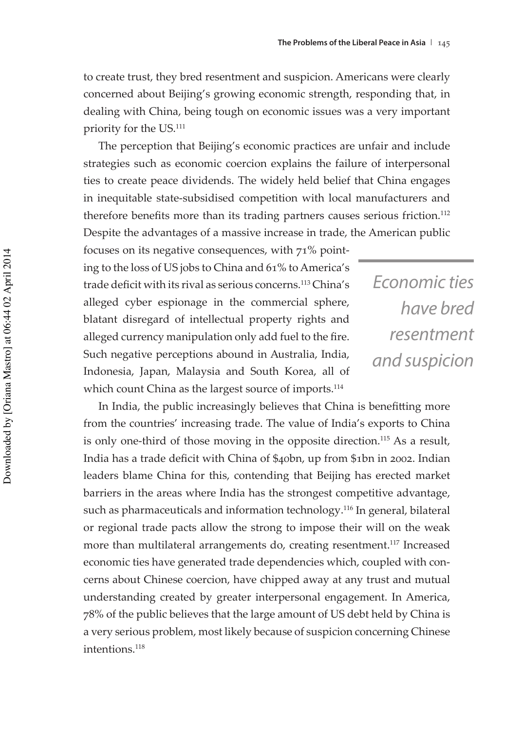to create trust, they bred resentment and suspicion. Americans were clearly concerned about Beijing's growing economic strength, responding that, in dealing with China, being tough on economic issues was a very important priority for the US.[111]

The perception that Beijing's economic practices are unfair and include strategies such as economic coercion explains the failure of interpersonal ties to create peace dividends. The widely held belief that China engages in inequitable state-subsidised competition with local manufacturers and therefore benefits more than its trading partners causes serious friction.[112] Despite the advantages of a massive increase in trade, the American public focuses on its negative consequences, with 71% pointing to the loss of US jobs to China and 61% to America's trade deficit with its rival as serious concerns.[113] China's alleged cyber espionage in the commercial sphere, blatant disregard of intellectual property rights and alleged currency manipulation only add fuel to the fire. Such negative perceptions abound in Australia, India, Indonesia, Japan, Malaysia and South Korea, all of which count China as the largest source of imports.[114]

*Economic ties have bred resentment and suspicion*

In India, the public increasingly believes that China is benefitting more from the countries' increasing trade. The value of India's exports to China is only one-third of those moving in the opposite direction.[115] As a result, India has a trade deficit with China of $40bn, up from $1bn in 2002. Indian leaders blame China for this, contending that Beijing has erected market barriers in the areas where India has the strongest competitive advantage, such as pharmaceuticals and information technology.[116] In general, bilateral or regional trade pacts allow the strong to impose their will on the weak more than multilateral arrangements do, creating resentment.[117] Increased economic ties have generated trade dependencies which, coupled with concerns about Chinese coercion, have chipped away at any trust and mutual understanding created by greater interpersonal engagement. In America, 78% of the public believes that the large amount of US debt held by China is a very serious problem, most likely because of suspicion concerning Chinese intentions.[118]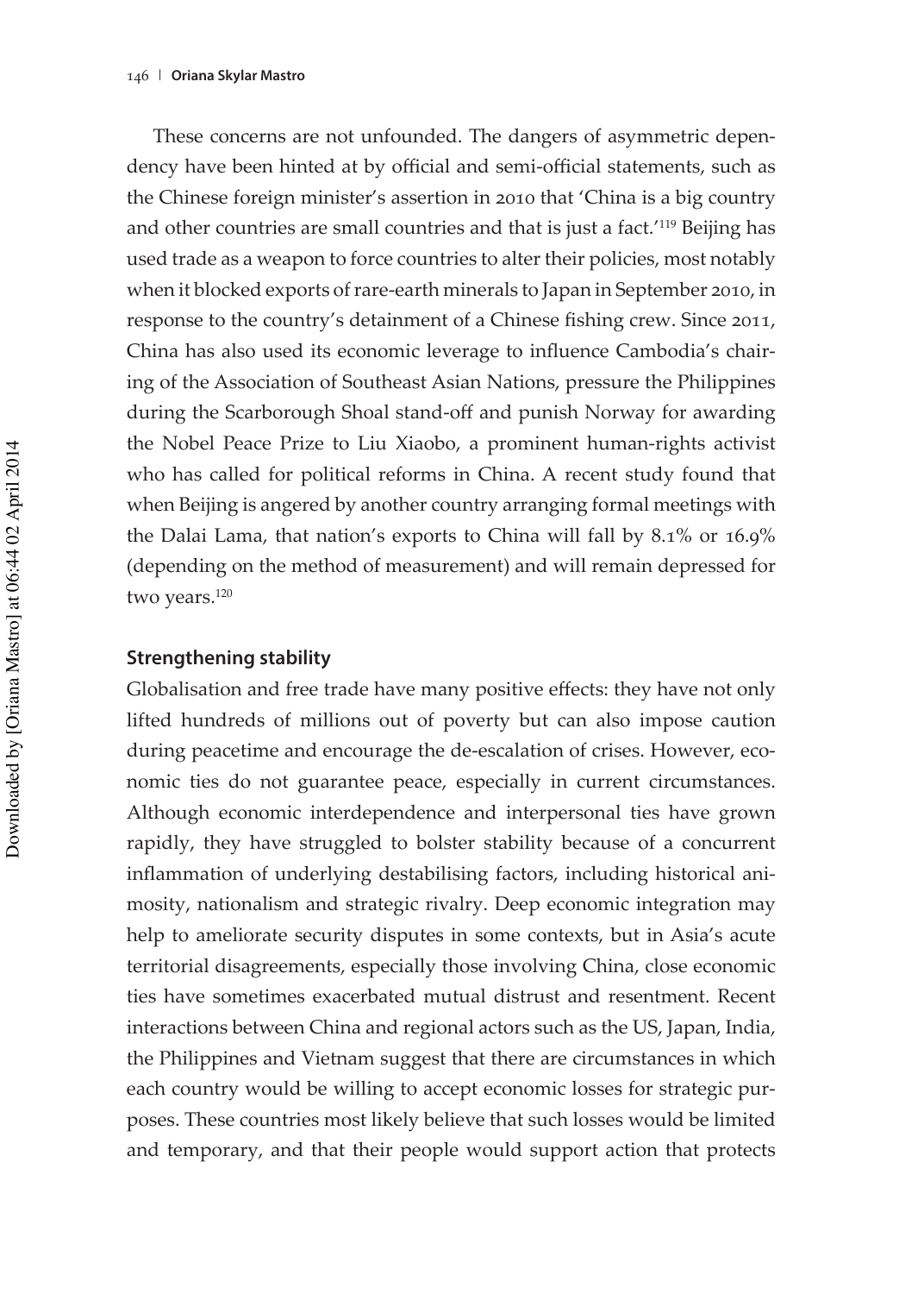These concerns are not unfounded. The dangers of asymmetric dependency have been hinted at by official and semi-official statements, such as the Chinese foreign minister's assertion in 2010 that 'China is a big country and other countries are small countries and that is just a fact.'[119] Beijing has used trade as a weapon to force countries to alter their policies, most notably when it blocked exports of rare-earth minerals to Japan in September 2010, in response to the country's detainment of a Chinese fishing crew. Since 2011, China has also used its economic leverage to influence Cambodia's chairing of the Association of Southeast Asian Nations, pressure the Philippines during the Scarborough Shoal stand-off and punish Norway for awarding the Nobel Peace Prize to Liu Xiaobo, a prominent human-rights activist who has called for political reforms in China. A recent study found that when Beijing is angered by another country arranging formal meetings with the Dalai Lama, that nation's exports to China will fall by 8.1% or 16.9% (depending on the method of measurement) and will remain depressed for two years.[120]

### Strengthening stability

Globalisation and free trade have many positive effects: they have not only lifted hundreds of millions out of poverty but can also impose caution during peacetime and encourage the de-escalation of crises. However, economic ties do not guarantee peace, especially in current circumstances. Although economic interdependence and interpersonal ties have grown rapidly, they have struggled to bolster stability because of a concurrent inflammation of underlying destabilising factors, including historical animosity, nationalism and strategic rivalry. Deep economic integration may help to ameliorate security disputes in some contexts, but in Asia's acute territorial disagreements, especially those involving China, close economic ties have sometimes exacerbated mutual distrust and resentment. Recent interactions between China and regional actors such as the US, Japan, India, the Philippines and Vietnam suggest that there are circumstances in which each country would be willing to accept economic losses for strategic purposes. These countries most likely believe that such losses would be limited and temporary, and that their people would support action that protects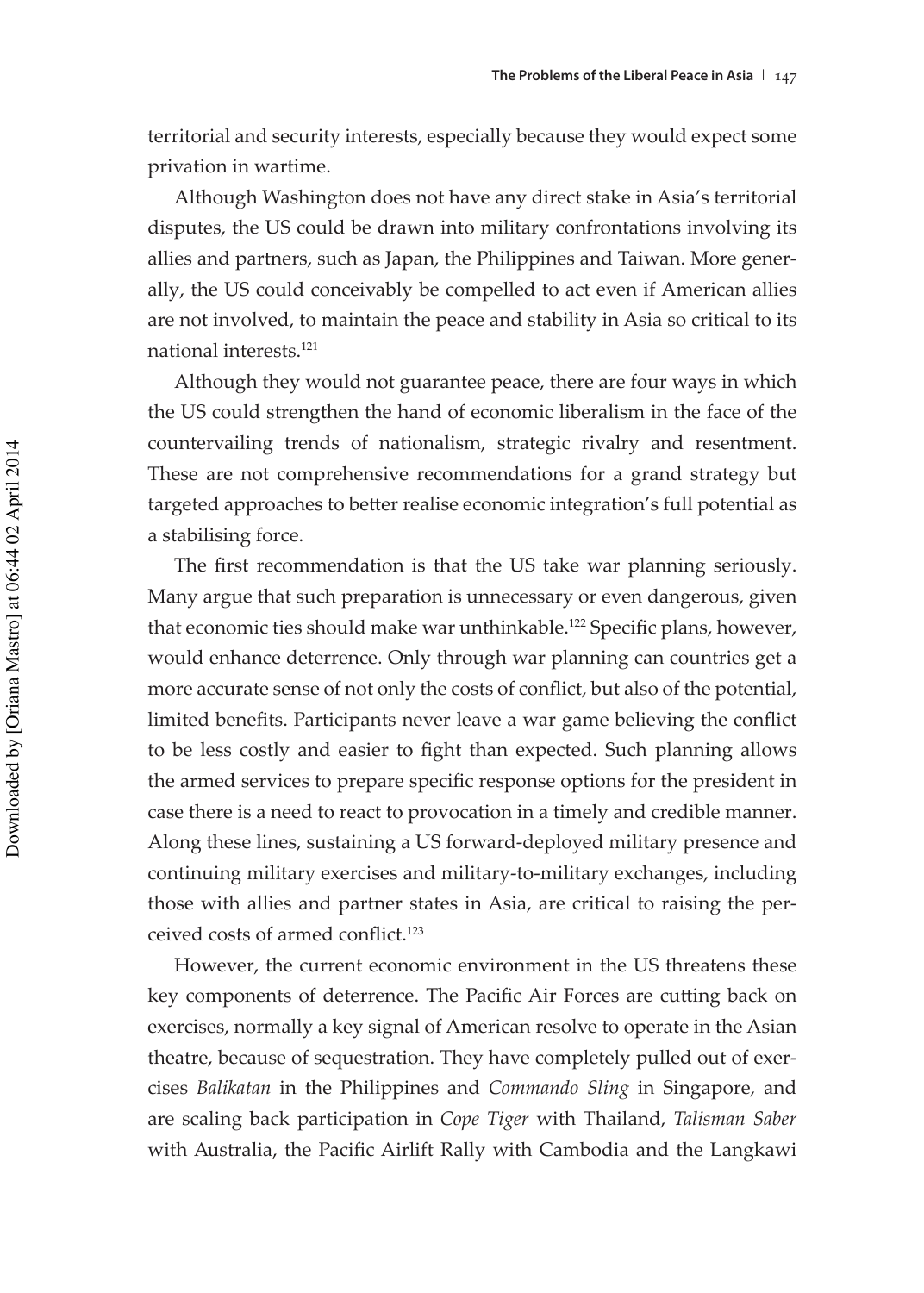territorial and security interests, especially because they would expect some privation in wartime.

Although Washington does not have any direct stake in Asia's territorial disputes, the US could be drawn into military confrontations involving its allies and partners, such as Japan, the Philippines and Taiwan. More generally, the US could conceivably be compelled to act even if American allies are not involved, to maintain the peace and stability in Asia so critical to its national interests.[121]

Although they would not guarantee peace, there are four ways in which the US could strengthen the hand of economic liberalism in the face of the countervailing trends of nationalism, strategic rivalry and resentment. These are not comprehensive recommendations for a grand strategy but targeted approaches to better realise economic integration's full potential as a stabilising force.

The first recommendation is that the US take war planning seriously. Many argue that such preparation is unnecessary or even dangerous, given that economic ties should make war unthinkable.[122] Specific plans, however, would enhance deterrence. Only through war planning can countries get a more accurate sense of not only the costs of conflict, but also of the potential, limited benefits. Participants never leave a war game believing the conflict to be less costly and easier to fight than expected. Such planning allows the armed services to prepare specific response options for the president in case there is a need to react to provocation in a timely and credible manner. Along these lines, sustaining a US forward-deployed military presence and continuing military exercises and military-to-military exchanges, including those with allies and partner states in Asia, are critical to raising the perceived costs of armed conflict.[123]

However, the current economic environment in the US threatens these key components of deterrence. The Pacific Air Forces are cutting back on exercises, normally a key signal of American resolve to operate in the Asian theatre, because of sequestration. They have completely pulled out of exercises *Balikatan* in the Philippines and *Commando Sling* in Singapore, and are scaling back participation in *Cope Tiger* with Thailand, *Talisman Saber* with Australia, the Pacific Airlift Rally with Cambodia and the Langkawi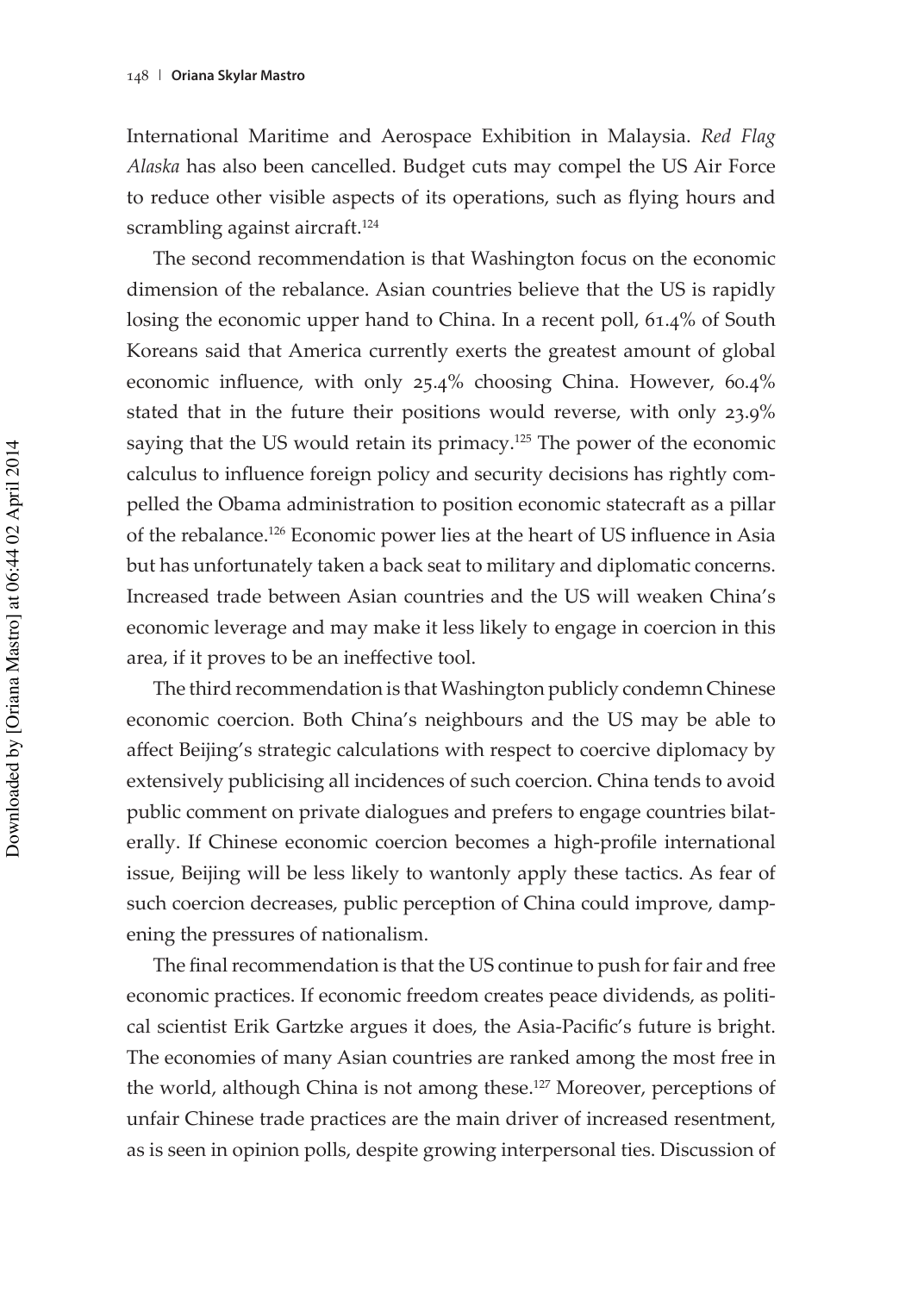International Maritime and Aerospace Exhibition in Malaysia. *Red Flag Alaska* has also been cancelled. Budget cuts may compel the US Air Force to reduce other visible aspects of its operations, such as flying hours and scrambling against aircraft.[124]

The second recommendation is that Washington focus on the economic dimension of the rebalance. Asian countries believe that the US is rapidly losing the economic upper hand to China. In a recent poll, 61.4% of South Koreans said that America currently exerts the greatest amount of global economic influence, with only 25.4% choosing China. However, 60.4% stated that in the future their positions would reverse, with only 23.9% saying that the US would retain its primacy.[125] The power of the economic calculus to influence foreign policy and security decisions has rightly compelled the Obama administration to position economic statecraft as a pillar of the rebalance.[126] Economic power lies at the heart of US influence in Asia but has unfortunately taken a back seat to military and diplomatic concerns. Increased trade between Asian countries and the US will weaken China's economic leverage and may make it less likely to engage in coercion in this area, if it proves to be an ineffective tool.

The third recommendation is that Washington publicly condemn Chinese economic coercion. Both China's neighbours and the US may be able to affect Beijing's strategic calculations with respect to coercive diplomacy by extensively publicising all incidences of such coercion. China tends to avoid public comment on private dialogues and prefers to engage countries bilaterally. If Chinese economic coercion becomes a high-profile international issue, Beijing will be less likely to wantonly apply these tactics. As fear of such coercion decreases, public perception of China could improve, dampening the pressures of nationalism.

The final recommendation is that the US continue to push for fair and free economic practices. If economic freedom creates peace dividends, as political scientist Erik Gartzke argues it does, the Asia-Pacific's future is bright. The economies of many Asian countries are ranked among the most free in the world, although China is not among these.[127] Moreover, perceptions of unfair Chinese trade practices are the main driver of increased resentment, as is seen in opinion polls, despite growing interpersonal ties. Discussion of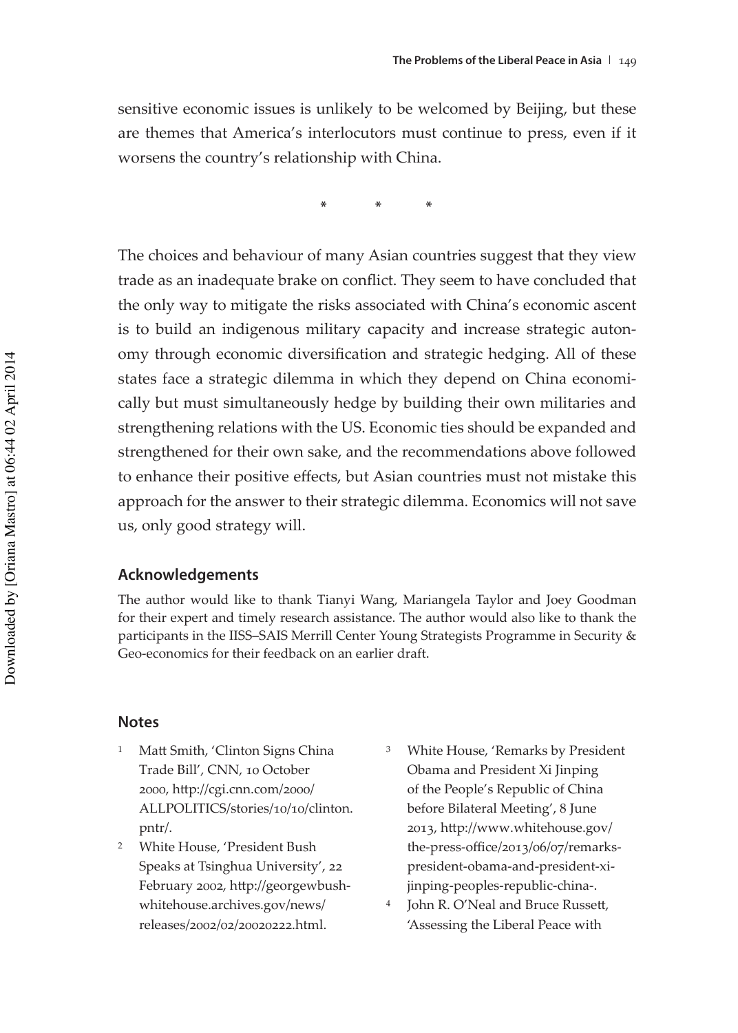sensitive economic issues is unlikely to be welcomed by Beijing, but these are themes that America's interlocutors must continue to press, even if it worsens the country's relationship with China.

\* \* \*

The choices and behaviour of many Asian countries suggest that they view trade as an inadequate brake on conflict. They seem to have concluded that the only way to mitigate the risks associated with China's economic ascent is to build an indigenous military capacity and increase strategic autonomy through economic diversification and strategic hedging. All of these states face a strategic dilemma in which they depend on China economically but must simultaneously hedge by building their own militaries and strengthening relations with the US. Economic ties should be expanded and strengthened for their own sake, and the recommendations above followed to enhance their positive effects, but Asian countries must not mistake this approach for the answer to their strategic dilemma. Economics will not save us, only good strategy will.

## Acknowledgements

The author would like to thank Tianyi Wang, Mariangela Taylor and Joey Goodman for their expert and timely research assistance. The author would also like to thank the participants in the IISS–SAIS Merrill Center Young Strategists Programme in Security & Geo-economics for their feedback on an earlier draft.

## Notes

1. Matt Smith, 'Clinton Signs China Trade Bill', CNN, 10 October 2000, http://cgi.cnn.com/2000/ALLPOLITICS/stories/10/10/clinton.pntr/.
2. White House, 'President Bush Speaks at Tsinghua University', 22 February 2002, http://georgewbush-whitehouse.archives.gov/news/releases/2002/02/20020222.html.
3. White House, 'Remarks by President Obama and President Xi Jinping of the People's Republic of China before Bilateral Meeting', 8 June 2013, http://www.whitehouse.gov/the-press-office/2013/06/07/remarks-president-obama-and-president-xi-jinping-peoples-republic-china-.
4. John R. O'Neal and Bruce Russett, 'Assessing the Liberal Peace with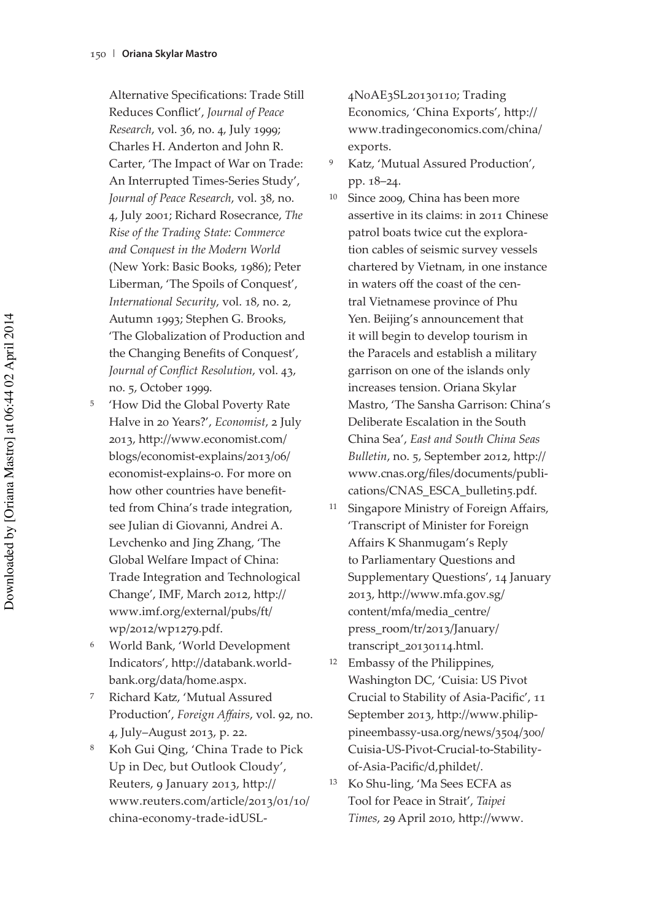Alternative Specifications: Trade Still Reduces Conflict', *Journal of Peace Research*, vol. 36, no. 4, July 1999; Charles H. Anderton and John R. Carter, 'The Impact of War on Trade: An Interrupted Times-Series Study', *Journal of Peace Research*, vol. 38, no. 4, July 2001; Richard Rosecrance, *The Rise of the Trading State: Commerce and Conquest in the Modern World* (New York: Basic Books, 1986); Peter Liberman, 'The Spoils of Conquest', *International Security*, vol. 18, no. 2, Autumn 1993; Stephen G. Brooks, 'The Globalization of Production and the Changing Benefits of Conquest', *Journal of Conflict Resolution*, vol. 43, no. 5, October 1999.

5 'How Did the Global Poverty Rate Halve in 20 Years?', *Economist*, 2 July 2013, http://www.economist.com/blogs/economist-explains/2013/06/economist-explains-0. For more on how other countries have benefitted from China's trade integration, see Julian di Giovanni, Andrei A. Levchenko and Jing Zhang, 'The Global Welfare Impact of China: Trade Integration and Technological Change', IMF, March 2012, http://www.imf.org/external/pubs/ft/wp/2012/wp1279.pdf.

6 World Bank, 'World Development Indicators', http://databank.worldbank.org/data/home.aspx.

7 Richard Katz, 'Mutual Assured Production', *Foreign Affairs*, vol. 92, no. 4, July–August 2013, p. 22.

8 Koh Gui Qing, 'China Trade to Pick Up in Dec, but Outlook Cloudy', Reuters, 9 January 2013, http://www.reuters.com/article/2013/01/10/china-economy-trade-idUSL4N0AE3SL20130110; Trading Economics, 'China Exports', http://www.tradingeconomics.com/china/exports.

9 Katz, 'Mutual Assured Production', pp. 18–24.

10 Since 2009, China has been more assertive in its claims: in 2011 Chinese patrol boats twice cut the exploration cables of seismic survey vessels chartered by Vietnam, in one instance in waters off the coast of the central Vietnamese province of Phu Yen. Beijing's announcement that it will begin to develop tourism in the Paracels and establish a military garrison on one of the islands only increases tension. Oriana Skylar Mastro, 'The Sansha Garrison: China's Deliberate Escalation in the South China Sea', *East and South China Seas Bulletin*, no. 5, September 2012, http://www.cnas.org/files/documents/publications/CNAS_ESCA_bulletin5.pdf.

11 Singapore Ministry of Foreign Affairs, 'Transcript of Minister for Foreign Affairs K Shanmugam's Reply to Parliamentary Questions and Supplementary Questions', 14 January 2013, http://www.mfa.gov.sg/content/mfa/media_centre/press_room/tr/2013/January/transcript_20130114.html.

12 Embassy of the Philippines, Washington DC, 'Cuisia: US Pivot Crucial to Stability of Asia-Pacific', 11 September 2013, http://www.philippineembassy-usa.org/news/3504/300/Cuisia-US-Pivot-Crucial-to-Stability-of-Asia-Pacific/d,phildet/.

13 Ko Shu-ling, 'Ma Sees ECFA as Tool for Peace in Strait', *Taipei Times*, 29 April 2010, http://www.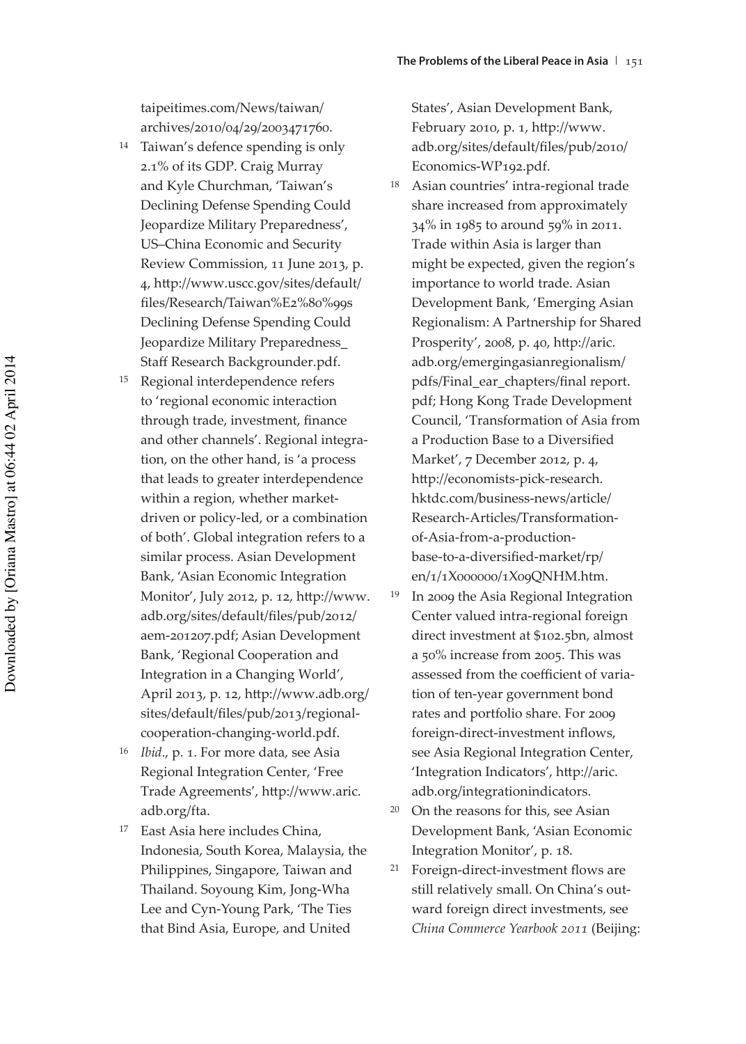taipeitimes.com/News/taiwan/archives/2010/04/29/2003471760.

14 Taiwan's defence spending is only 2.1% of its GDP. Craig Murray and Kyle Churchman, 'Taiwan's Declining Defense Spending Could Jeopardize Military Preparedness', US–China Economic and Security Review Commission, 11 June 2013, p. 4, http://www.uscc.gov/sites/default/files/Research/Taiwan%E2%80%99s Declining Defense Spending Could Jeopardize Military Preparedness_Staff Research Backgrounder.pdf.

15 Regional interdependence refers to 'regional economic interaction through trade, investment, finance and other channels'. Regional integration, on the other hand, is 'a process that leads to greater interdependence within a region, whether market-driven or policy-led, or a combination of both'. Global integration refers to a similar process. Asian Development Bank, 'Asian Economic Integration Monitor', July 2012, p. 12, http://www.adb.org/sites/default/files/pub/2012/aem-201207.pdf; Asian Development Bank, 'Regional Cooperation and Integration in a Changing World', April 2013, p. 12, http://www.adb.org/sites/default/files/pub/2013/regional-cooperation-changing-world.pdf.

16 *Ibid*., p. 1. For more data, see Asia Regional Integration Center, 'Free Trade Agreements', http://www.aric.adb.org/fta.

17 East Asia here includes China, Indonesia, South Korea, Malaysia, the Philippines, Singapore, Taiwan and Thailand. Soyoung Kim, Jong-Wha Lee and Cyn-Young Park, 'The Ties that Bind Asia, Europe, and United States', Asian Development Bank, February 2010, p. 1, http://www.adb.org/sites/default/files/pub/2010/Economics-WP192.pdf.

18 Asian countries' intra-regional trade share increased from approximately 34% in 1985 to around 59% in 2011. Trade within Asia is larger than might be expected, given the region's importance to world trade. Asian Development Bank, 'Emerging Asian Regionalism: A Partnership for Shared Prosperity', 2008, p. 40, http://aric.adb.org/emergingasianregionalism/pdfs/Final_ear_chapters/final report.pdf; Hong Kong Trade Development Council, 'Transformation of Asia from a Production Base to a Diversified Market', 7 December 2012, p. 4, http://economists-pick-research.hktdc.com/business-news/article/Research-Articles/Transformation-of-Asia-from-a-production-base-to-a-diversified-market/rp/en/1/1X000000/1X09QNHM.htm.

19 In 2009 the Asia Regional Integration Center valued intra-regional foreign direct investment at $102.5bn, almost a 50% increase from 2005. This was assessed from the coefficient of variation of ten-year government bond rates and portfolio share. For 2009 foreign-direct-investment inflows, see Asia Regional Integration Center, 'Integration Indicators', http://aric.adb.org/integrationindicators.

20 On the reasons for this, see Asian Development Bank, 'Asian Economic Integration Monitor', p. 18.

21 Foreign-direct-investment flows are still relatively small. On China's outward foreign direct investments, see *China Commerce Yearbook 2011* (Beijing: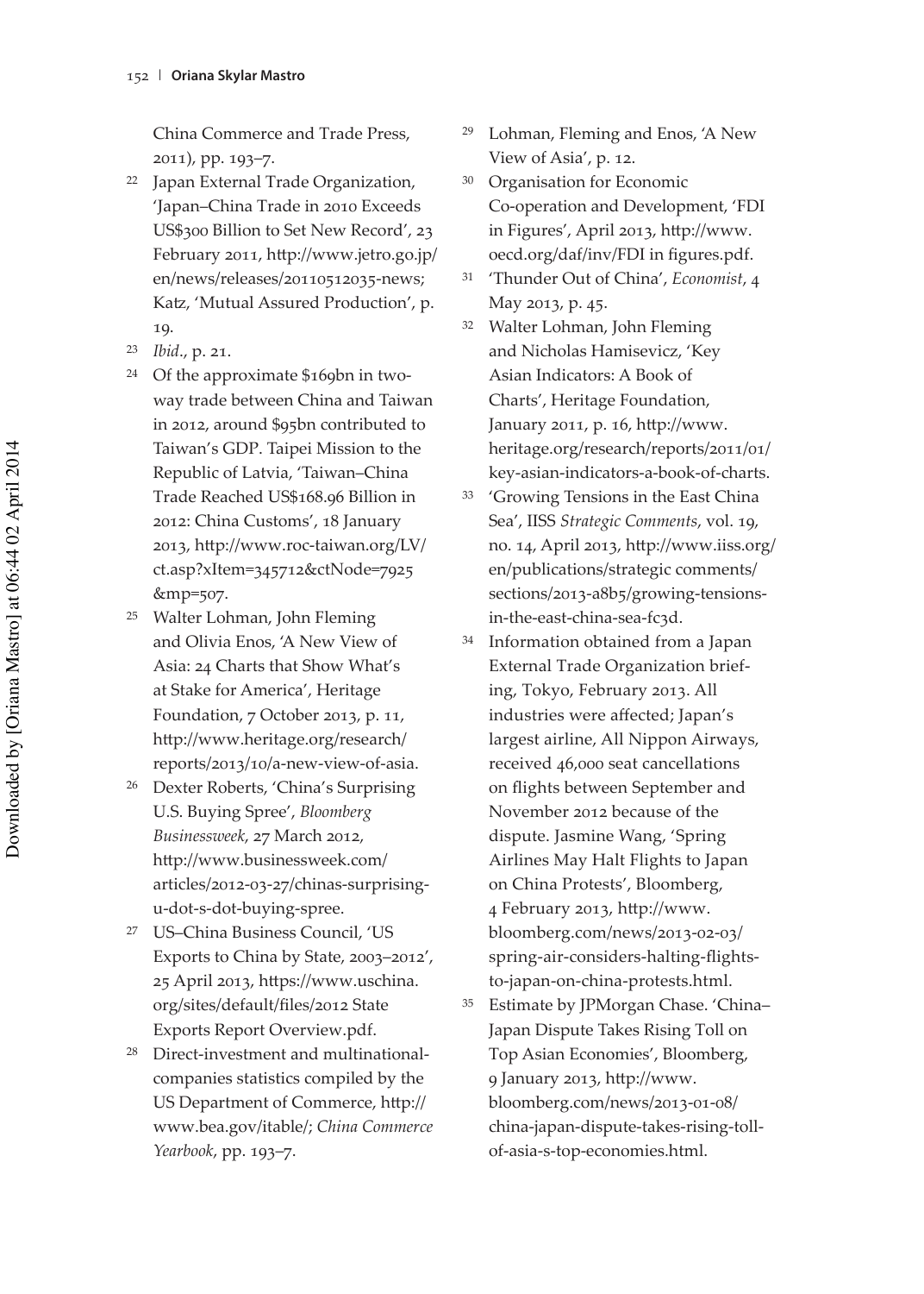China Commerce and Trade Press, 2011), pp. 193–7.

22 Japan External Trade Organization, 'Japan–China Trade in 2010 Exceeds US$300 Billion to Set New Record', 23 February 2011, http://www.jetro.go.jp/en/news/releases/20110512035-news; Katz, 'Mutual Assured Production', p. 19.

23 *Ibid*., p. 21.

24 Of the approximate $169bn in two-way trade between China and Taiwan in 2012, around $95bn contributed to Taiwan's GDP. Taipei Mission to the Republic of Latvia, 'Taiwan–China Trade Reached US$168.96 Billion in 2012: China Customs', 18 January 2013, http://www.roc-taiwan.org/LV/ct.asp?xItem=345712&ctNode=7925&mp=507.

25 Walter Lohman, John Fleming and Olivia Enos, 'A New View of Asia: 24 Charts that Show What's at Stake for America', Heritage Foundation, 7 October 2013, p. 11, http://www.heritage.org/research/reports/2013/10/a-new-view-of-asia.

26 Dexter Roberts, 'China's Surprising U.S. Buying Spree', *Bloomberg Businessweek*, 27 March 2012, http://www.businessweek.com/articles/2012-03-27/chinas-surprising-u-dot-s-dot-buying-spree.

27 US–China Business Council, 'US Exports to China by State, 2003–2012', 25 April 2013, https://www.uschina.org/sites/default/files/2012 State Exports Report Overview.pdf.

28 Direct-investment and multinational-companies statistics compiled by the US Department of Commerce, http://www.bea.gov/itable/; *China Commerce Yearbook*, pp. 193–7.

29 Lohman, Fleming and Enos, 'A New View of Asia', p. 12.

30 Organisation for Economic Co-operation and Development, 'FDI in Figures', April 2013, http://www.oecd.org/daf/inv/FDI in figures.pdf.

31 'Thunder Out of China', *Economist*, 4 May 2013, p. 45.

32 Walter Lohman, John Fleming and Nicholas Hamisevicz, 'Key Asian Indicators: A Book of Charts', Heritage Foundation, January 2011, p. 16, http://www.heritage.org/research/reports/2011/01/key-asian-indicators-a-book-of-charts.

33 'Growing Tensions in the East China Sea', IISS *Strategic Comments*, vol. 19, no. 14, April 2013, http://www.iiss.org/en/publications/strategic comments/sections/2013-a8b5/growing-tensions-in-the-east-china-sea-fc3d.

34 Information obtained from a Japan External Trade Organization briefing, Tokyo, February 2013. All industries were affected; Japan's largest airline, All Nippon Airways, received 46,000 seat cancellations on flights between September and November 2012 because of the dispute. Jasmine Wang, 'Spring Airlines May Halt Flights to Japan on China Protests', Bloomberg, 4 February 2013, http://www.bloomberg.com/news/2013-02-03/spring-air-considers-halting-flights-to-japan-on-china-protests.html.

35 Estimate by JPMorgan Chase. 'China–Japan Dispute Takes Rising Toll on Top Asian Economies', Bloomberg, 9 January 2013, http://www.bloomberg.com/news/2013-01-08/china-japan-dispute-takes-rising-toll-of-asia-s-top-economies.html.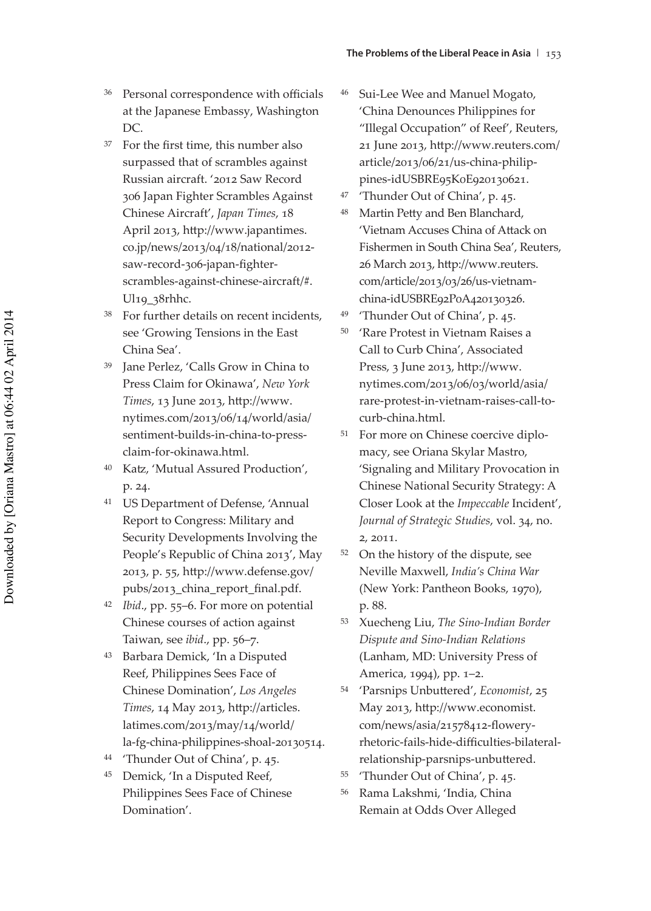36 Personal correspondence with officials at the Japanese Embassy, Washington DC.

37 For the first time, this number also surpassed that of scrambles against Russian aircraft. '2012 Saw Record 306 Japan Fighter Scrambles Against Chinese Aircraft', *Japan Times*, 18 April 2013, http://www.japantimes.co.jp/news/2013/04/18/national/2012-saw-record-306-japan-fighter-scrambles-against-chinese-aircraft/#.Ul19_38rhhc.

38 For further details on recent incidents, see 'Growing Tensions in the East China Sea'.

39 Jane Perlez, 'Calls Grow in China to Press Claim for Okinawa', *New York Times*, 13 June 2013, http://www.nytimes.com/2013/06/14/world/asia/sentiment-builds-in-china-to-press-claim-for-okinawa.html.

40 Katz, 'Mutual Assured Production', p. 24.

41 US Department of Defense, 'Annual Report to Congress: Military and Security Developments Involving the People's Republic of China 2013', May 2013, p. 55, http://www.defense.gov/pubs/2013_china_report_final.pdf.

42 *Ibid*., pp. 55–6. For more on potential Chinese courses of action against Taiwan, see *ibid*., pp. 56–7.

43 Barbara Demick, 'In a Disputed Reef, Philippines Sees Face of Chinese Domination', *Los Angeles Times*, 14 May 2013, http://articles.latimes.com/2013/may/14/world/la-fg-china-philippines-shoal-20130514.

44 'Thunder Out of China', p. 45.

45 Demick, 'In a Disputed Reef, Philippines Sees Face of Chinese Domination'.

46 Sui-Lee Wee and Manuel Mogato, 'China Denounces Philippines for "Illegal Occupation" of Reef', Reuters, 21 June 2013, http://www.reuters.com/article/2013/06/21/us-china-philippines-idUSBRE95K0E920130621.

47 'Thunder Out of China', p. 45.

48 Martin Petty and Ben Blanchard, 'Vietnam Accuses China of Attack on Fishermen in South China Sea', Reuters, 26 March 2013, http://www.reuters.com/article/2013/03/26/us-vietnam-china-idUSBRE92P0A420130326.

49 'Thunder Out of China', p. 45.

50 'Rare Protest in Vietnam Raises a Call to Curb China', Associated Press, 3 June 2013, http://www.nytimes.com/2013/06/03/world/asia/rare-protest-in-vietnam-raises-call-to-curb-china.html.

51 For more on Chinese coercive diplomacy, see Oriana Skylar Mastro, 'Signaling and Military Provocation in Chinese National Security Strategy: A Closer Look at the *Impeccable* Incident', *Journal of Strategic Studies*, vol. 34, no. 2, 2011.

52 On the history of the dispute, see Neville Maxwell, *India's China War* (New York: Pantheon Books, 1970), p. 88.

53 Xuecheng Liu, *The Sino-Indian Border Dispute and Sino-Indian Relations* (Lanham, MD: University Press of America, 1994), pp. 1–2.

54 'Parsnips Unbuttered', *Economist*, 25 May 2013, http://www.economist.com/news/asia/21578412-flowery-rhetoric-fails-hide-difficulties-bilateral-relationship-parsnips-unbuttered.

55 'Thunder Out of China', p. 45.

56 Rama Lakshmi, 'India, China Remain at Odds Over Alleged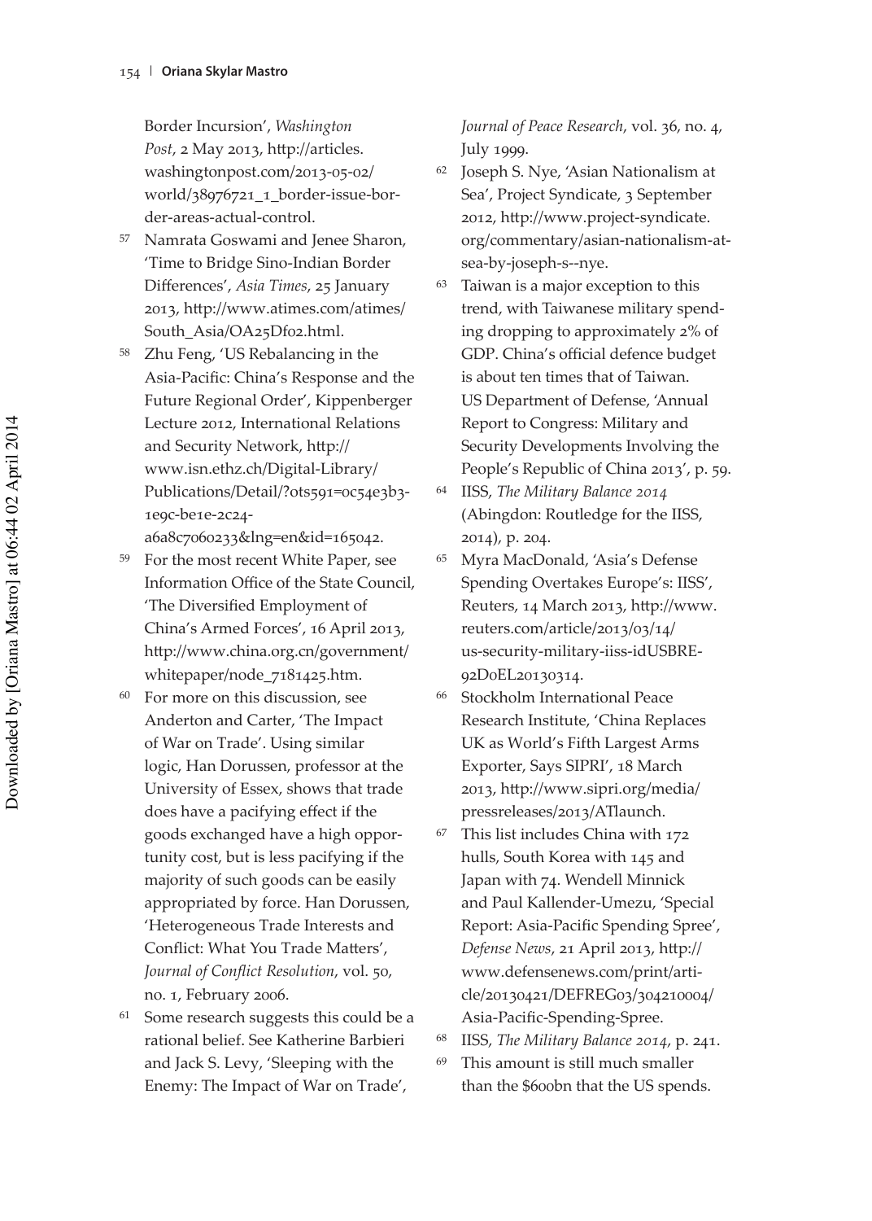Border Incursion', *Washington Post*, 2 May 2013, http://articles.washingtonpost.com/2013-05-02/world/38976721_1_border-issue-border-areas-actual-control.

57 Namrata Goswami and Jenee Sharon, 'Time to Bridge Sino-Indian Border Differences', *Asia Times*, 25 January 2013, http://www.atimes.com/atimes/South_Asia/OA25Df02.html.

58 Zhu Feng, 'US Rebalancing in the Asia-Pacific: China's Response and the Future Regional Order', Kippenberger Lecture 2012, International Relations and Security Network, http://www.isn.ethz.ch/Digital-Library/Publications/Detail/?ots591=0c54e3b3-1e9c-be1e-2c24-a6a8c7060233&lng=en&id=165042.

59 For the most recent White Paper, see Information Office of the State Council, 'The Diversified Employment of China's Armed Forces', 16 April 2013, http://www.china.org.cn/government/whitepaper/node_7181425.htm.

60 For more on this discussion, see Anderton and Carter, 'The Impact of War on Trade'. Using similar logic, Han Dorussen, professor at the University of Essex, shows that trade does have a pacifying effect if the goods exchanged have a high opportunity cost, but is less pacifying if the majority of such goods can be easily appropriated by force. Han Dorussen, 'Heterogeneous Trade Interests and Conflict: What You Trade Matters', *Journal of Conflict Resolution*, vol. 50, no. 1, February 2006.

61 Some research suggests this could be a rational belief. See Katherine Barbieri and Jack S. Levy, 'Sleeping with the Enemy: The Impact of War on Trade', *Journal of Peace Research*, vol. 36, no. 4, July 1999.

62 Joseph S. Nye, 'Asian Nationalism at Sea', Project Syndicate, 3 September 2012, http://www.project-syndicate.org/commentary/asian-nationalism-at-sea-by-joseph-s--nye.

63 Taiwan is a major exception to this trend, with Taiwanese military spending dropping to approximately 2% of GDP. China's official defence budget is about ten times that of Taiwan. US Department of Defense, 'Annual Report to Congress: Military and Security Developments Involving the People's Republic of China 2013', p. 59.

64 IISS, *The Military Balance 2014* (Abingdon: Routledge for the IISS, 2014), p. 204.

65 Myra MacDonald, 'Asia's Defense Spending Overtakes Europe's: IISS', Reuters, 14 March 2013, http://www.reuters.com/article/2013/03/14/us-security-military-iiss-idUSBRE92D0EL20130314.

66 Stockholm International Peace Research Institute, 'China Replaces UK as World's Fifth Largest Arms Exporter, Says SIPRI', 18 March 2013, http://www.sipri.org/media/pressreleases/2013/ATlaunch.

67 This list includes China with 172 hulls, South Korea with 145 and Japan with 74. Wendell Minnick and Paul Kallender-Umezu, 'Special Report: Asia-Pacific Spending Spree', *Defense News*, 21 April 2013, http://www.defensenews.com/print/article/20130421/DEFREG03/304210004/Asia-Pacific-Spending-Spree.

68 IISS, *The Military Balance 2014*, p. 241.

69 This amount is still much smaller than the $600bn that the US spends.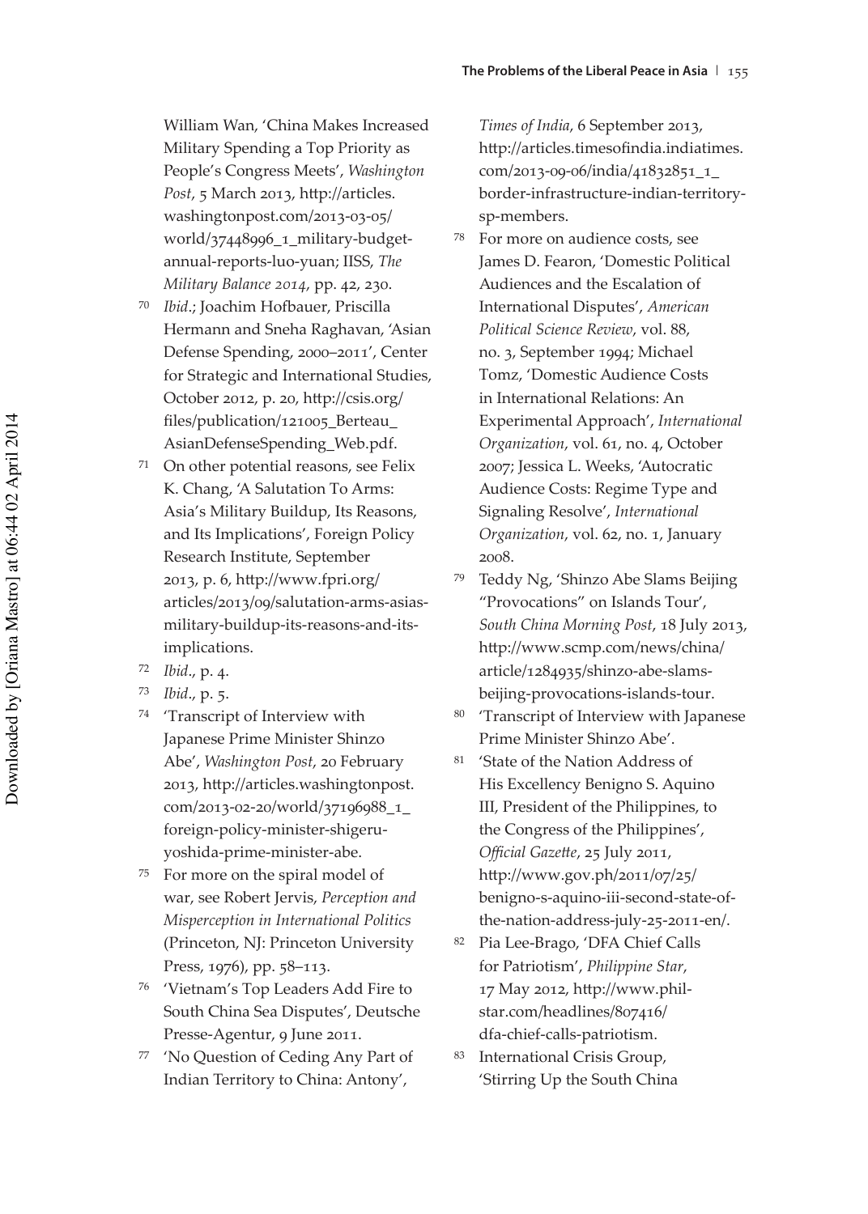William Wan, 'China Makes Increased Military Spending a Top Priority as People's Congress Meets', *Washington Post*, 5 March 2013, http://articles.washingtonpost.com/2013-03-05/world/37448996_1_military-budget-annual-reports-luo-yuan; IISS, *The Military Balance 2014*, pp. 42, 230.

70 *Ibid*.; Joachim Hofbauer, Priscilla Hermann and Sneha Raghavan, 'Asian Defense Spending, 2000–2011', Center for Strategic and International Studies, October 2012, p. 20, http://csis.org/files/publication/121005_Berteau_AsianDefenseSpending_Web.pdf.

71 On other potential reasons, see Felix K. Chang, 'A Salutation To Arms: Asia's Military Buildup, Its Reasons, and Its Implications', Foreign Policy Research Institute, September 2013, p. 6, http://www.fpri.org/articles/2013/09/salutation-arms-asias-military-buildup-its-reasons-and-its-implications.

72 *Ibid*., p. 4.

73 *Ibid*., p. 5.

74 'Transcript of Interview with Japanese Prime Minister Shinzo Abe', *Washington Post*, 20 February 2013, http://articles.washingtonpost.com/2013-02-20/world/37196988_1_foreign-policy-minister-shigeru-yoshida-prime-minister-abe.

75 For more on the spiral model of war, see Robert Jervis, *Perception and Misperception in International Politics* (Princeton, NJ: Princeton University Press, 1976), pp. 58–113.

76 'Vietnam's Top Leaders Add Fire to South China Sea Disputes', Deutsche Presse-Agentur, 9 June 2011.

77 'No Question of Ceding Any Part of Indian Territory to China: Antony', *Times of India*, 6 September 2013, http://articles.timesofindia.indiatimes.com/2013-09-06/india/41832851_1_border-infrastructure-indian-territory-sp-members.

78 For more on audience costs, see James D. Fearon, 'Domestic Political Audiences and the Escalation of International Disputes', *American Political Science Review*, vol. 88, no. 3, September 1994; Michael Tomz, 'Domestic Audience Costs in International Relations: An Experimental Approach', *International Organization*, vol. 61, no. 4, October 2007; Jessica L. Weeks, 'Autocratic Audience Costs: Regime Type and Signaling Resolve', *International Organization*, vol. 62, no. 1, January 2008.

79 Teddy Ng, 'Shinzo Abe Slams Beijing "Provocations" on Islands Tour', *South China Morning Post*, 18 July 2013, http://www.scmp.com/news/china/article/1284935/shinzo-abe-slams-beijing-provocations-islands-tour.

80 'Transcript of Interview with Japanese Prime Minister Shinzo Abe'.

81 'State of the Nation Address of His Excellency Benigno S. Aquino III, President of the Philippines, to the Congress of the Philippines', *Official Gazette*, 25 July 2011, http://www.gov.ph/2011/07/25/benigno-s-aquino-iii-second-state-of-the-nation-address-july-25-2011-en/.

82 Pia Lee-Brago, 'DFA Chief Calls for Patriotism', *Philippine Star*, 17 May 2012, http://www.philstar.com/headlines/807416/dfa-chief-calls-patriotism.

83 International Crisis Group, 'Stirring Up the South China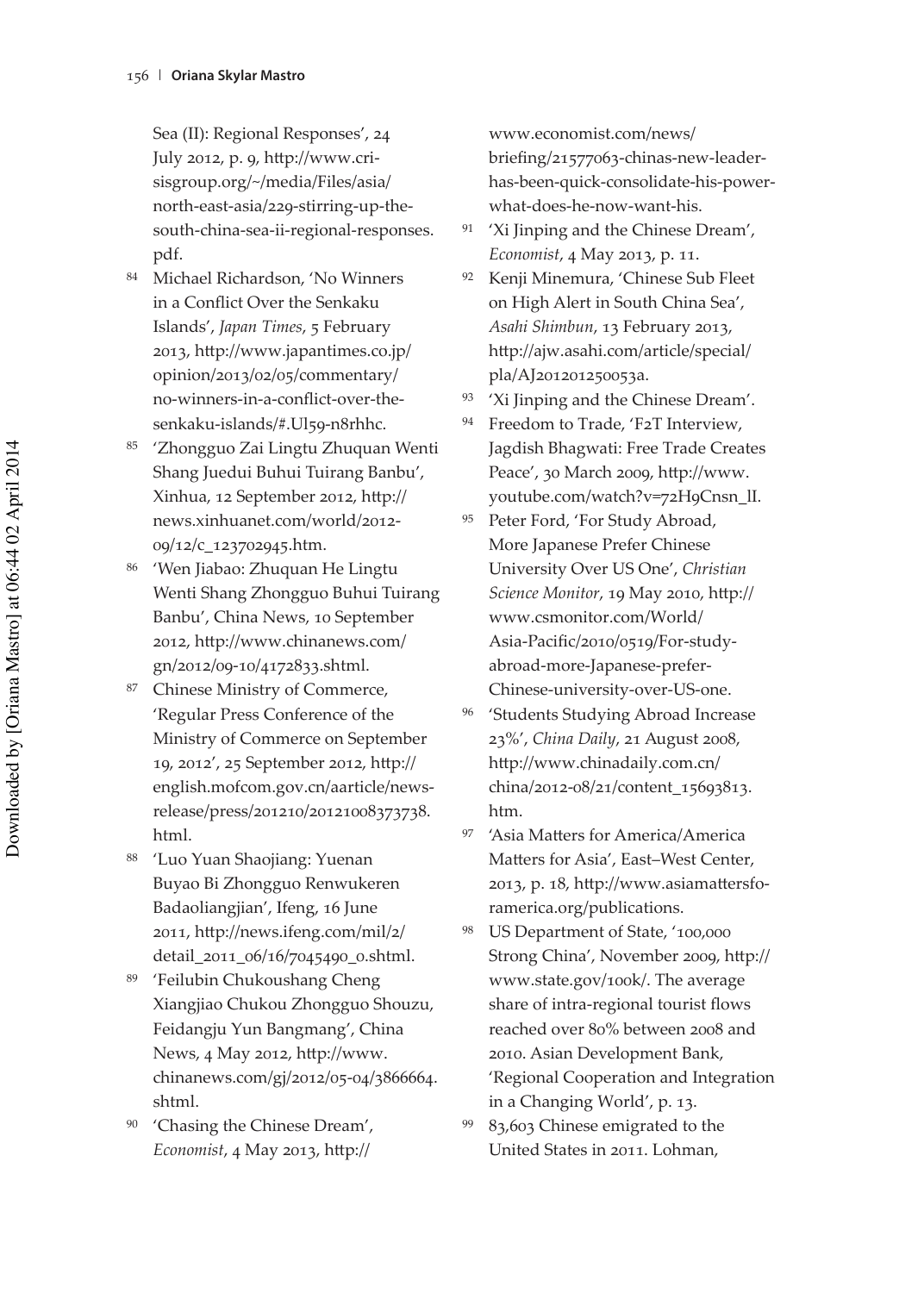Sea (II): Regional Responses', 24 July 2012, p. 9, http://www.crisisgroup.org/~/media/Files/asia/north-east-asia/229-stirring-up-the-south-china-sea-ii-regional-responses.pdf.

84 Michael Richardson, 'No Winners in a Conflict Over the Senkaku Islands', *Japan Times*, 5 February 2013, http://www.japantimes.co.jp/opinion/2013/02/05/commentary/no-winners-in-a-conflict-over-the-senkaku-islands/#.Ul59-n8rhhc.

85 'Zhongguo Zai Lingtu Zhuquan Wenti Shang Juedui Buhui Tuirang Banbu', Xinhua, 12 September 2012, http://news.xinhuanet.com/world/2012-09/12/c_123702945.htm.

86 'Wen Jiabao: Zhuquan He Lingtu Wenti Shang Zhongguo Buhui Tuirang Banbu', China News, 10 September 2012, http://www.chinanews.com/gn/2012/09-10/4172833.shtml.

87 Chinese Ministry of Commerce, 'Regular Press Conference of the Ministry of Commerce on September 19, 2012', 25 September 2012, http://english.mofcom.gov.cn/aarticle/newsrelease/press/201210/20121008373738.html.

88 'Luo Yuan Shaojiang: Yuenan Buyao Bi Zhongguo Renwukeren Badaoliangjian', Ifeng, 16 June 2011, http://news.ifeng.com/mil/2/detail_2011_06/16/7045490_0.shtml.

89 'Feilubin Chukoushang Cheng Xiangjiao Chukou Zhongguo Shouzu, Feidangju Yun Bangmang', China News, 4 May 2012, http://www.chinanews.com/gj/2012/05-04/3866664.shtml.

90 'Chasing the Chinese Dream', *Economist*, 4 May 2013, http://www.economist.com/news/briefing/21577063-chinas-new-leader-has-been-quick-consolidate-his-power-what-does-he-now-want-his.

91 'Xi Jinping and the Chinese Dream', *Economist*, 4 May 2013, p. 11.

92 Kenji Minemura, 'Chinese Sub Fleet on High Alert in South China Sea', *Asahi Shimbun*, 13 February 2013, http://ajw.asahi.com/article/special/pla/AJ201201250053a.

93 'Xi Jinping and the Chinese Dream'.

94 Freedom to Trade, 'F2T Interview, Jagdish Bhagwati: Free Trade Creates Peace', 30 March 2009, http://www.youtube.com/watch?v=72H9Cnsn_lI.

95 Peter Ford, 'For Study Abroad, More Japanese Prefer Chinese University Over US One', *Christian Science Monitor*, 19 May 2010, http://www.csmonitor.com/World/Asia-Pacific/2010/0519/For-study-abroad-more-Japanese-prefer-Chinese-university-over-US-one.

96 'Students Studying Abroad Increase 23%', *China Daily*, 21 August 2008, http://www.chinadaily.com.cn/china/2012-08/21/content_15693813.htm.

97 'Asia Matters for America/America Matters for Asia', East–West Center, 2013, p. 18, http://www.asiamattersforamerica.org/publications.

98 US Department of State, '100,000 Strong China', November 2009, http://www.state.gov/100k/. The average share of intra-regional tourist flows reached over 80% between 2008 and 2010. Asian Development Bank, 'Regional Cooperation and Integration in a Changing World', p. 13.

99 83,603 Chinese emigrated to the United States in 2011. Lohman,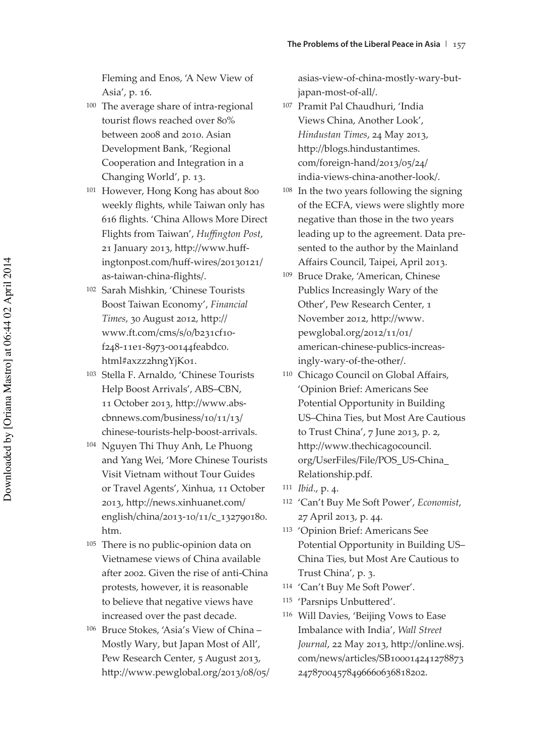Fleming and Enos, 'A New View of Asia', p. 16.

100 The average share of intra-regional tourist flows reached over 80% between 2008 and 2010. Asian Development Bank, 'Regional Cooperation and Integration in a Changing World', p. 13.

101 However, Hong Kong has about 800 weekly flights, while Taiwan only has 616 flights. 'China Allows More Direct Flights from Taiwan', *Huffington Post*, 21 January 2013, http://www.huffingtonpost.com/huff-wires/20130121/as-taiwan-china-flights/.

102 Sarah Mishkin, 'Chinese Tourists Boost Taiwan Economy', *Financial Times*, 30 August 2012, http://www.ft.com/cms/s/0/b231cf10-f248-11e1-8973-00144feabdc0.html#axzz2hngYjKo1.

103 Stella F. Arnaldo, 'Chinese Tourists Help Boost Arrivals', ABS–CBN, 11 October 2013, http://www.abs-cbnnews.com/business/10/11/13/chinese-tourists-help-boost-arrivals.

104 Nguyen Thi Thuy Anh, Le Phuong and Yang Wei, 'More Chinese Tourists Visit Vietnam without Tour Guides or Travel Agents', Xinhua, 11 October 2013, http://news.xinhuanet.com/english/china/2013-10/11/c_132790180.htm.

105 There is no public-opinion data on Vietnamese views of China available after 2002. Given the rise of anti-China protests, however, it is reasonable to believe that negative views have increased over the past decade.

106 Bruce Stokes, 'Asia's View of China – Mostly Wary, but Japan Most of All', Pew Research Center, 5 August 2013, http://www.pewglobal.org/2013/08/05/asias-view-of-china-mostly-wary-but-japan-most-of-all/.

107 Pramit Pal Chaudhuri, 'India Views China, Another Look', *Hindustan Times*, 24 May 2013, http://blogs.hindustantimes.com/foreign-hand/2013/05/24/india-views-china-another-look/.

108 In the two years following the signing of the ECFA, views were slightly more negative than those in the two years leading up to the agreement. Data presented to the author by the Mainland Affairs Council, Taipei, April 2013.

109 Bruce Drake, 'American, Chinese Publics Increasingly Wary of the Other', Pew Research Center, 1 November 2012, http://www.pewglobal.org/2012/11/01/american-chinese-publics-increasingly-wary-of-the-other/.

110 Chicago Council on Global Affairs, 'Opinion Brief: Americans See Potential Opportunity in Building US–China Ties, but Most Are Cautious to Trust China', 7 June 2013, p. 2, http://www.thechicagocouncil.org/UserFiles/File/POS_US-China_Relationship.pdf.

111 *Ibid*., p. 4.

112 'Can't Buy Me Soft Power', *Economist*, 27 April 2013, p. 44.

113 'Opinion Brief: Americans See Potential Opportunity in Building US–China Ties, but Most Are Cautious to Trust China', p. 3.

114 'Can't Buy Me Soft Power'.

115 'Parsnips Unbuttered'.

116 Will Davies, 'Beijing Vows to Ease Imbalance with India', *Wall Street Journal*, 22 May 2013, http://online.wsj.com/news/articles/SB10001424127887324787004578496660636818202.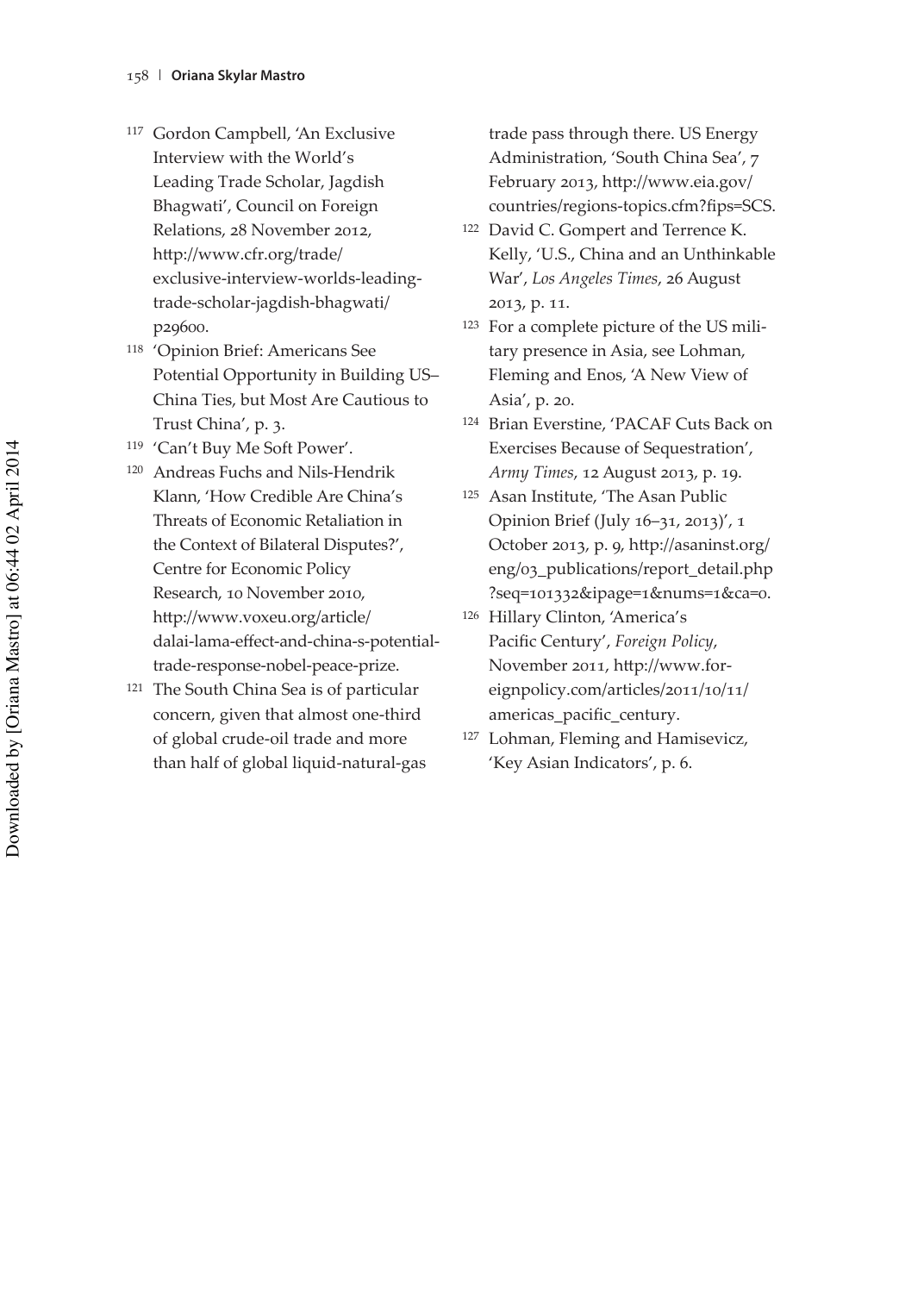[117] Gordon Campbell, 'An Exclusive Interview with the World's Leading Trade Scholar, Jagdish Bhagwati', Council on Foreign Relations, 28 November 2012, http://www.cfr.org/trade/exclusive-interview-worlds-leading-trade-scholar-jagdish-bhagwati/p29600.

[118] 'Opinion Brief: Americans See Potential Opportunity in Building US–China Ties, but Most Are Cautious to Trust China', p. 3.

[119] 'Can't Buy Me Soft Power'.

[120] Andreas Fuchs and Nils-Hendrik Klann, 'How Credible Are China's Threats of Economic Retaliation in the Context of Bilateral Disputes?', Centre for Economic Policy Research, 10 November 2010, http://www.voxeu.org/article/dalai-lama-effect-and-china-s-potential-trade-response-nobel-peace-prize.

[121] The South China Sea is of particular concern, given that almost one-third of global crude-oil trade and more than half of global liquid-natural-gas trade pass through there. US Energy Administration, 'South China Sea', 7 February 2013, http://www.eia.gov/countries/regions-topics.cfm?fips=SCS.

[122] David C. Gompert and Terrence K. Kelly, 'U.S., China and an Unthinkable War', *Los Angeles Times*, 26 August 2013, p. 11.

[123] For a complete picture of the US military presence in Asia, see Lohman, Fleming and Enos, 'A New View of Asia', p. 20.

[124] Brian Everstine, 'PACAF Cuts Back on Exercises Because of Sequestration', *Army Times*, 12 August 2013, p. 19.

[125] Asan Institute, 'The Asan Public Opinion Brief (July 16–31, 2013)', 1 October 2013, p. 9, http://asaninst.org/eng/03_publications/report_detail.php?seq=101332&ipage=1&nums=1&ca=0.

[126] Hillary Clinton, 'America's Pacific Century', *Foreign Policy*, November 2011, http://www.foreignpolicy.com/articles/2011/10/11/americas_pacific_century.

[127] Lohman, Fleming and Hamisevicz, 'Key Asian Indicators', p. 6.